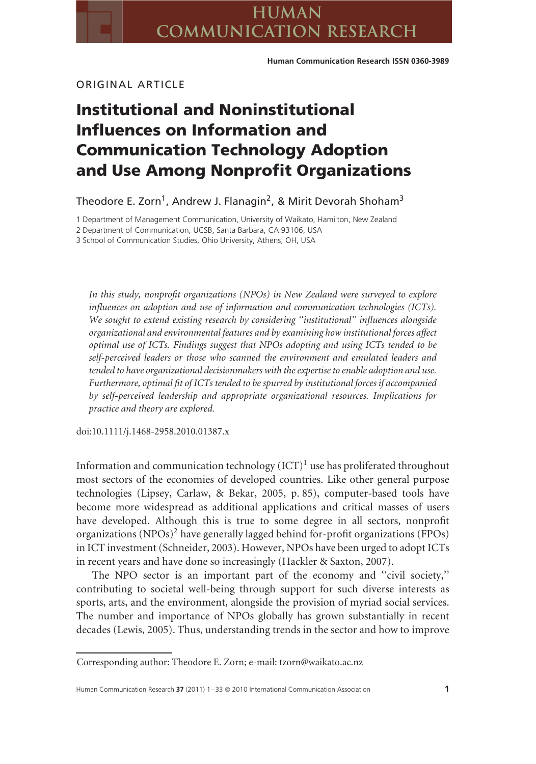ORIGINAL ARTICLE

# Institutional and Noninstitutional Influences on Information and Communication Technology Adoption and Use Among Nonprofit Organizations

Theodore E. Zorn[1], Andrew J. Flanagin[2], & Mirit Devorah Shoham[3]

1 Department of Management Communication, University of Waikato, Hamilton, New Zealand
2 Department of Communication, UCSB, Santa Barbara, CA 93106, USA
3 School of Communication Studies, Ohio University, Athens, OH, USA

*In this study, nonprofit organizations (NPOs) in New Zealand were surveyed to explore influences on adoption and use of information and communication technologies (ICTs). We sought to extend existing research by considering "institutional" influences alongside organizational and environmental features and by examining how institutional forces affect optimal use of ICTs. Findings suggest that NPOs adopting and using ICTs tended to be self-perceived leaders or those who scanned the environment and emulated leaders and tended to have organizational decisionmakers with the expertise to enable adoption and use. Furthermore, optimal fit of ICTs tended to be spurred by institutional forces if accompanied by self-perceived leadership and appropriate organizational resources. Implications for practice and theory are explored.*

doi:10.1111/j.1468-2958.2010.01387.x

Information and communication technology (ICT)[1] use has proliferated throughout most sectors of the economies of developed countries. Like other general purpose technologies (Lipsey, Carlaw, & Bekar, 2005, p. 85), computer-based tools have become more widespread as additional applications and critical masses of users have developed. Although this is true to some degree in all sectors, nonprofit organizations (NPOs)[2] have generally lagged behind for-profit organizations (FPOs) in ICT investment (Schneider, 2003). However, NPOs have been urged to adopt ICTs in recent years and have done so increasingly (Hackler & Saxton, 2007).

The NPO sector is an important part of the economy and "civil society," contributing to societal well-being through support for such diverse interests as sports, arts, and the environment, alongside the provision of myriad social services. The number and importance of NPOs globally has grown substantially in recent decades (Lewis, 2005). Thus, understanding trends in the sector and how to improve

Corresponding author: Theodore E. Zorn; e-mail: tzorn@waikato.ac.nz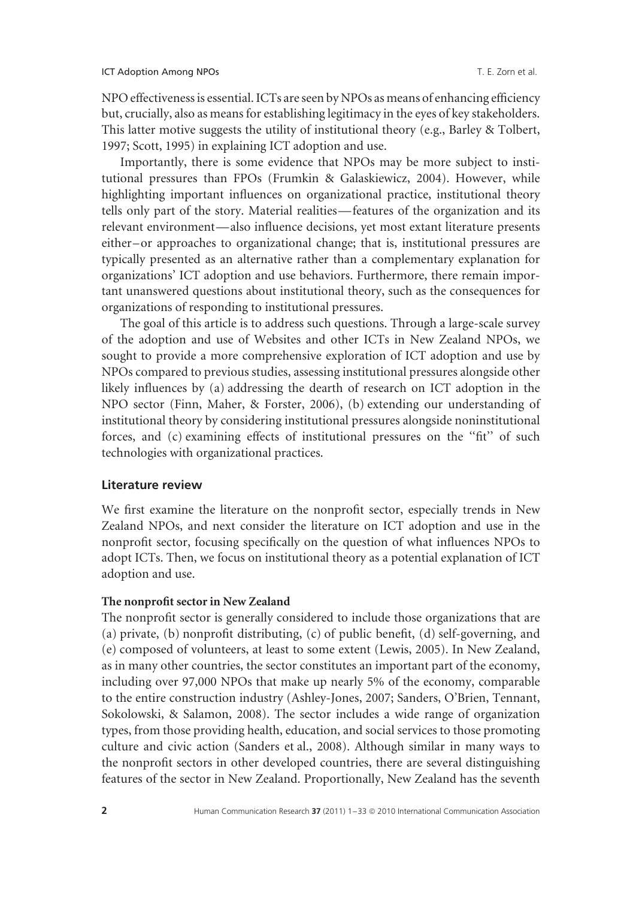NPO effectiveness is essential. ICTs are seen by NPOs as means of enhancing efficiency but, crucially, also as means for establishing legitimacy in the eyes of key stakeholders. This latter motive suggests the utility of institutional theory (e.g., Barley & Tolbert, 1997; Scott, 1995) in explaining ICT adoption and use.

Importantly, there is some evidence that NPOs may be more subject to institutional pressures than FPOs (Frumkin & Galaskiewicz, 2004). However, while highlighting important influences on organizational practice, institutional theory tells only part of the story. Material realities—features of the organization and its relevant environment—also influence decisions, yet most extant literature presents either–or approaches to organizational change; that is, institutional pressures are typically presented as an alternative rather than a complementary explanation for organizations' ICT adoption and use behaviors. Furthermore, there remain important unanswered questions about institutional theory, such as the consequences for organizations of responding to institutional pressures.

The goal of this article is to address such questions. Through a large-scale survey of the adoption and use of Websites and other ICTs in New Zealand NPOs, we sought to provide a more comprehensive exploration of ICT adoption and use by NPOs compared to previous studies, assessing institutional pressures alongside other likely influences by (a) addressing the dearth of research on ICT adoption in the NPO sector (Finn, Maher, & Forster, 2006), (b) extending our understanding of institutional theory by considering institutional pressures alongside noninstitutional forces, and (c) examining effects of institutional pressures on the "fit" of such technologies with organizational practices.

## Literature review

We first examine the literature on the nonprofit sector, especially trends in New Zealand NPOs, and next consider the literature on ICT adoption and use in the nonprofit sector, focusing specifically on the question of what influences NPOs to adopt ICTs. Then, we focus on institutional theory as a potential explanation of ICT adoption and use.

### The nonprofit sector in New Zealand

The nonprofit sector is generally considered to include those organizations that are (a) private, (b) nonprofit distributing, (c) of public benefit, (d) self-governing, and (e) composed of volunteers, at least to some extent (Lewis, 2005). In New Zealand, as in many other countries, the sector constitutes an important part of the economy, including over 97,000 NPOs that make up nearly 5% of the economy, comparable to the entire construction industry (Ashley-Jones, 2007; Sanders, O'Brien, Tennant, Sokolowski, & Salamon, 2008). The sector includes a wide range of organization types, from those providing health, education, and social services to those promoting culture and civic action (Sanders et al., 2008). Although similar in many ways to the nonprofit sectors in other developed countries, there are several distinguishing features of the sector in New Zealand. Proportionally, New Zealand has the seventh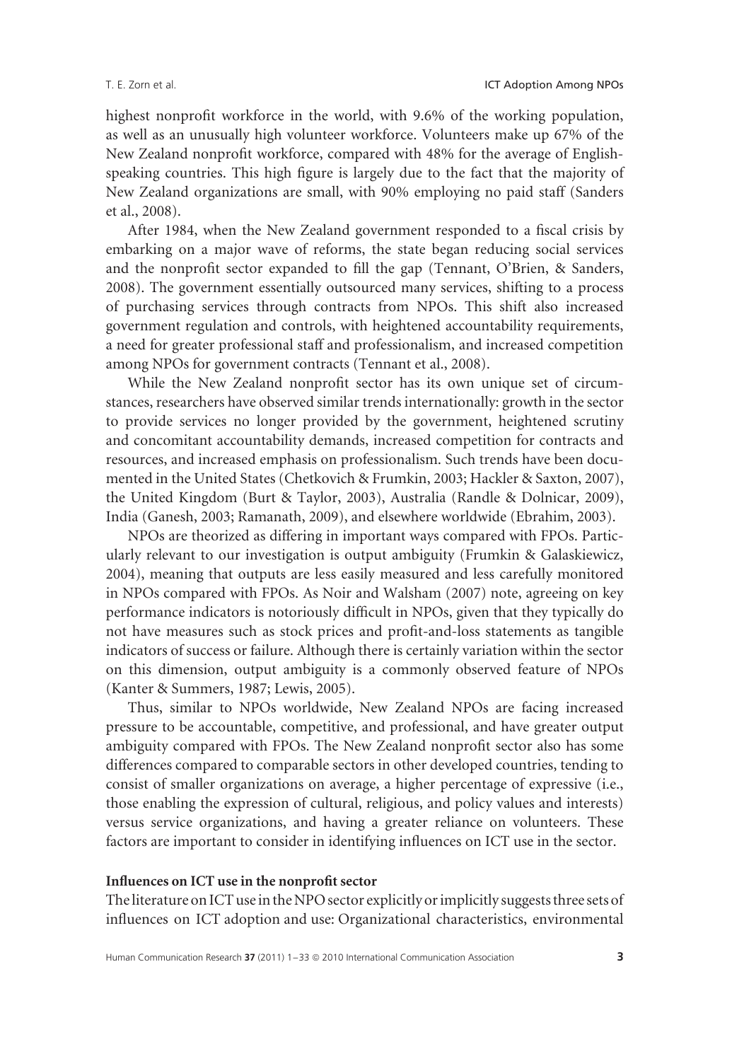highest nonprofit workforce in the world, with 9.6% of the working population, as well as an unusually high volunteer workforce. Volunteers make up 67% of the New Zealand nonprofit workforce, compared with 48% for the average of English-speaking countries. This high figure is largely due to the fact that the majority of New Zealand organizations are small, with 90% employing no paid staff (Sanders et al., 2008).

After 1984, when the New Zealand government responded to a fiscal crisis by embarking on a major wave of reforms, the state began reducing social services and the nonprofit sector expanded to fill the gap (Tennant, O'Brien, & Sanders, 2008). The government essentially outsourced many services, shifting to a process of purchasing services through contracts from NPOs. This shift also increased government regulation and controls, with heightened accountability requirements, a need for greater professional staff and professionalism, and increased competition among NPOs for government contracts (Tennant et al., 2008).

While the New Zealand nonprofit sector has its own unique set of circumstances, researchers have observed similar trends internationally: growth in the sector to provide services no longer provided by the government, heightened scrutiny and concomitant accountability demands, increased competition for contracts and resources, and increased emphasis on professionalism. Such trends have been documented in the United States (Chetkovich & Frumkin, 2003; Hackler & Saxton, 2007), the United Kingdom (Burt & Taylor, 2003), Australia (Randle & Dolnicar, 2009), India (Ganesh, 2003; Ramanath, 2009), and elsewhere worldwide (Ebrahim, 2003).

NPOs are theorized as differing in important ways compared with FPOs. Particularly relevant to our investigation is output ambiguity (Frumkin & Galaskiewicz, 2004), meaning that outputs are less easily measured and less carefully monitored in NPOs compared with FPOs. As Noir and Walsham (2007) note, agreeing on key performance indicators is notoriously difficult in NPOs, given that they typically do not have measures such as stock prices and profit-and-loss statements as tangible indicators of success or failure. Although there is certainly variation within the sector on this dimension, output ambiguity is a commonly observed feature of NPOs (Kanter & Summers, 1987; Lewis, 2005).

Thus, similar to NPOs worldwide, New Zealand NPOs are facing increased pressure to be accountable, competitive, and professional, and have greater output ambiguity compared with FPOs. The New Zealand nonprofit sector also has some differences compared to comparable sectors in other developed countries, tending to consist of smaller organizations on average, a higher percentage of expressive (i.e., those enabling the expression of cultural, religious, and policy values and interests) versus service organizations, and having a greater reliance on volunteers. These factors are important to consider in identifying influences on ICT use in the sector.

### Influences on ICT use in the nonprofit sector

The literature on ICT use in the NPO sector explicitly or implicitly suggests three sets of influences on ICT adoption and use: Organizational characteristics, environmental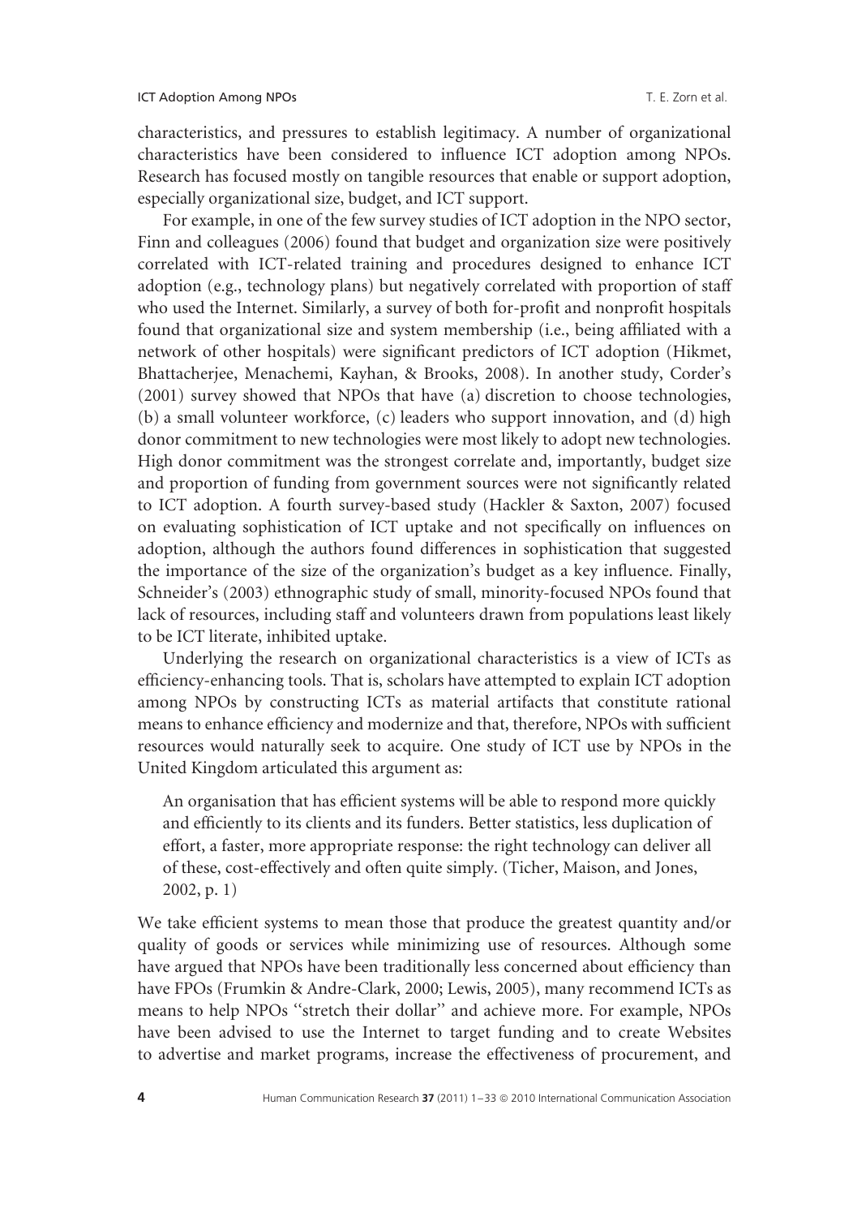characteristics, and pressures to establish legitimacy. A number of organizational characteristics have been considered to influence ICT adoption among NPOs. Research has focused mostly on tangible resources that enable or support adoption, especially organizational size, budget, and ICT support.

For example, in one of the few survey studies of ICT adoption in the NPO sector, Finn and colleagues (2006) found that budget and organization size were positively correlated with ICT-related training and procedures designed to enhance ICT adoption (e.g., technology plans) but negatively correlated with proportion of staff who used the Internet. Similarly, a survey of both for-profit and nonprofit hospitals found that organizational size and system membership (i.e., being affiliated with a network of other hospitals) were significant predictors of ICT adoption (Hikmet, Bhattacherjee, Menachemi, Kayhan, & Brooks, 2008). In another study, Corder's (2001) survey showed that NPOs that have (a) discretion to choose technologies, (b) a small volunteer workforce, (c) leaders who support innovation, and (d) high donor commitment to new technologies were most likely to adopt new technologies. High donor commitment was the strongest correlate and, importantly, budget size and proportion of funding from government sources were not significantly related to ICT adoption. A fourth survey-based study (Hackler & Saxton, 2007) focused on evaluating sophistication of ICT uptake and not specifically on influences on adoption, although the authors found differences in sophistication that suggested the importance of the size of the organization's budget as a key influence. Finally, Schneider's (2003) ethnographic study of small, minority-focused NPOs found that lack of resources, including staff and volunteers drawn from populations least likely to be ICT literate, inhibited uptake.

Underlying the research on organizational characteristics is a view of ICTs as efficiency-enhancing tools. That is, scholars have attempted to explain ICT adoption among NPOs by constructing ICTs as material artifacts that constitute rational means to enhance efficiency and modernize and that, therefore, NPOs with sufficient resources would naturally seek to acquire. One study of ICT use by NPOs in the United Kingdom articulated this argument as:

> An organisation that has efficient systems will be able to respond more quickly and efficiently to its clients and its funders. Better statistics, less duplication of effort, a faster, more appropriate response: the right technology can deliver all of these, cost-effectively and often quite simply. (Ticher, Maison, and Jones, 2002, p. 1)

We take efficient systems to mean those that produce the greatest quantity and/or quality of goods or services while minimizing use of resources. Although some have argued that NPOs have been traditionally less concerned about efficiency than have FPOs (Frumkin & Andre-Clark, 2000; Lewis, 2005), many recommend ICTs as means to help NPOs "stretch their dollar" and achieve more. For example, NPOs have been advised to use the Internet to target funding and to create Websites to advertise and market programs, increase the effectiveness of procurement, and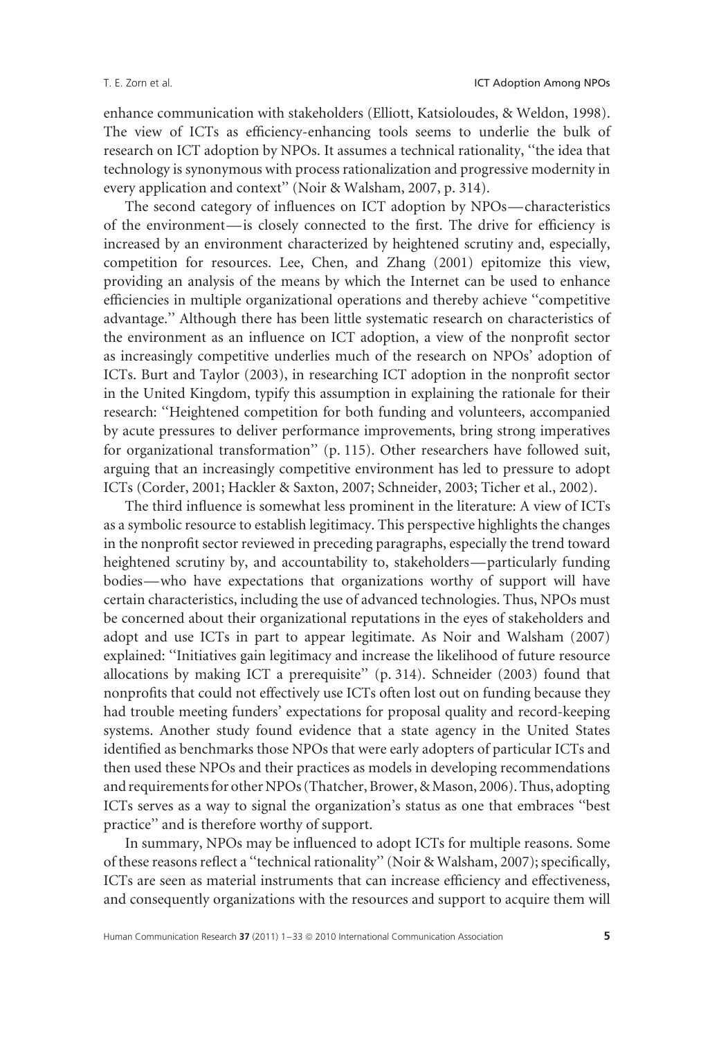enhance communication with stakeholders (Elliott, Katsioloudes, & Weldon, 1998). The view of ICTs as efficiency-enhancing tools seems to underlie the bulk of research on ICT adoption by NPOs. It assumes a technical rationality, ''the idea that technology is synonymous with process rationalization and progressive modernity in every application and context'' (Noir & Walsham, 2007, p. 314).

The second category of influences on ICT adoption by NPOs—characteristics of the environment—is closely connected to the first. The drive for efficiency is increased by an environment characterized by heightened scrutiny and, especially, competition for resources. Lee, Chen, and Zhang (2001) epitomize this view, providing an analysis of the means by which the Internet can be used to enhance efficiencies in multiple organizational operations and thereby achieve ''competitive advantage.'' Although there has been little systematic research on characteristics of the environment as an influence on ICT adoption, a view of the nonprofit sector as increasingly competitive underlies much of the research on NPOs' adoption of ICTs. Burt and Taylor (2003), in researching ICT adoption in the nonprofit sector in the United Kingdom, typify this assumption in explaining the rationale for their research: ''Heightened competition for both funding and volunteers, accompanied by acute pressures to deliver performance improvements, bring strong imperatives for organizational transformation'' (p. 115). Other researchers have followed suit, arguing that an increasingly competitive environment has led to pressure to adopt ICTs (Corder, 2001; Hackler & Saxton, 2007; Schneider, 2003; Ticher et al., 2002).

The third influence is somewhat less prominent in the literature: A view of ICTs as a symbolic resource to establish legitimacy. This perspective highlights the changes in the nonprofit sector reviewed in preceding paragraphs, especially the trend toward heightened scrutiny by, and accountability to, stakeholders—particularly funding bodies—who have expectations that organizations worthy of support will have certain characteristics, including the use of advanced technologies. Thus, NPOs must be concerned about their organizational reputations in the eyes of stakeholders and adopt and use ICTs in part to appear legitimate. As Noir and Walsham (2007) explained: ''Initiatives gain legitimacy and increase the likelihood of future resource allocations by making ICT a prerequisite'' (p. 314). Schneider (2003) found that nonprofits that could not effectively use ICTs often lost out on funding because they had trouble meeting funders' expectations for proposal quality and record-keeping systems. Another study found evidence that a state agency in the United States identified as benchmarks those NPOs that were early adopters of particular ICTs and then used these NPOs and their practices as models in developing recommendations and requirements for other NPOs (Thatcher, Brower, & Mason, 2006). Thus, adopting ICTs serves as a way to signal the organization's status as one that embraces ''best practice'' and is therefore worthy of support.

In summary, NPOs may be influenced to adopt ICTs for multiple reasons. Some of these reasons reflect a ''technical rationality'' (Noir & Walsham, 2007); specifically, ICTs are seen as material instruments that can increase efficiency and effectiveness, and consequently organizations with the resources and support to acquire them will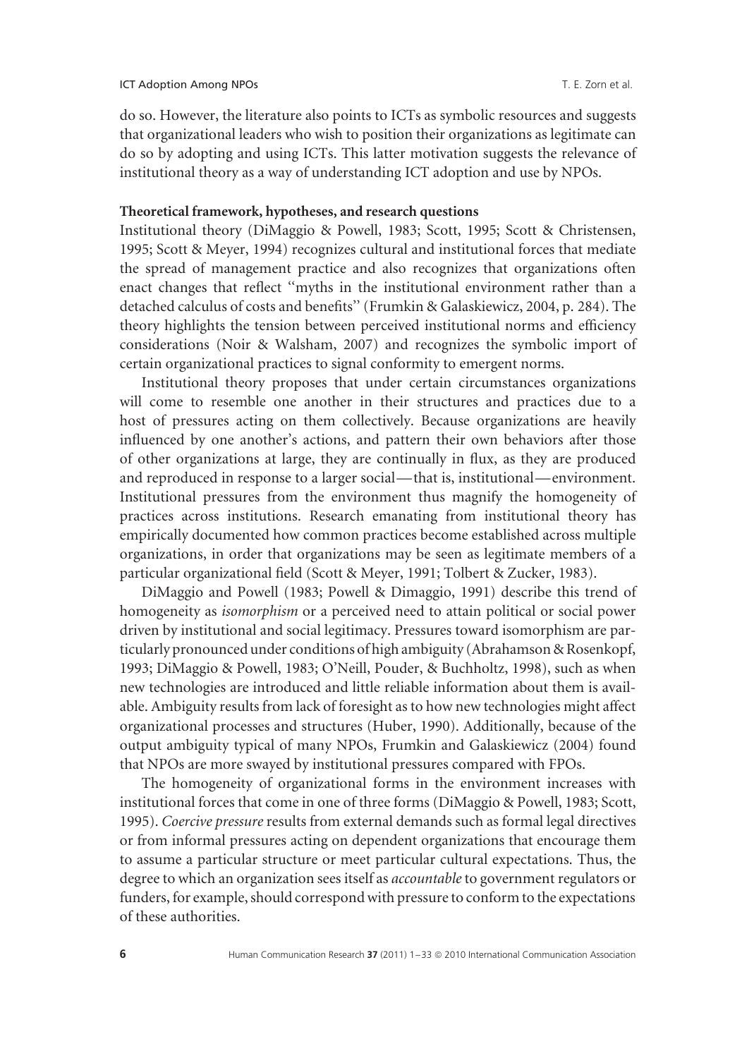do so. However, the literature also points to ICTs as symbolic resources and suggests that organizational leaders who wish to position their organizations as legitimate can do so by adopting and using ICTs. This latter motivation suggests the relevance of institutional theory as a way of understanding ICT adoption and use by NPOs.

**Theoretical framework, hypotheses, and research questions**

Institutional theory (DiMaggio & Powell, 1983; Scott, 1995; Scott & Christensen, 1995; Scott & Meyer, 1994) recognizes cultural and institutional forces that mediate the spread of management practice and also recognizes that organizations often enact changes that reflect ''myths in the institutional environment rather than a detached calculus of costs and benefits'' (Frumkin & Galaskiewicz, 2004, p. 284). The theory highlights the tension between perceived institutional norms and efficiency considerations (Noir & Walsham, 2007) and recognizes the symbolic import of certain organizational practices to signal conformity to emergent norms.

Institutional theory proposes that under certain circumstances organizations will come to resemble one another in their structures and practices due to a host of pressures acting on them collectively. Because organizations are heavily influenced by one another's actions, and pattern their own behaviors after those of other organizations at large, they are continually in flux, as they are produced and reproduced in response to a larger social—that is, institutional—environment. Institutional pressures from the environment thus magnify the homogeneity of practices across institutions. Research emanating from institutional theory has empirically documented how common practices become established across multiple organizations, in order that organizations may be seen as legitimate members of a particular organizational field (Scott & Meyer, 1991; Tolbert & Zucker, 1983).

DiMaggio and Powell (1983; Powell & Dimaggio, 1991) describe this trend of homogeneity as *isomorphism* or a perceived need to attain political or social power driven by institutional and social legitimacy. Pressures toward isomorphism are particularly pronounced under conditions of high ambiguity (Abrahamson & Rosenkopf, 1993; DiMaggio & Powell, 1983; O'Neill, Pouder, & Buchholtz, 1998), such as when new technologies are introduced and little reliable information about them is available. Ambiguity results from lack of foresight as to how new technologies might affect organizational processes and structures (Huber, 1990). Additionally, because of the output ambiguity typical of many NPOs, Frumkin and Galaskiewicz (2004) found that NPOs are more swayed by institutional pressures compared with FPOs.

The homogeneity of organizational forms in the environment increases with institutional forces that come in one of three forms (DiMaggio & Powell, 1983; Scott, 1995). *Coercive pressure* results from external demands such as formal legal directives or from informal pressures acting on dependent organizations that encourage them to assume a particular structure or meet particular cultural expectations. Thus, the degree to which an organization sees itself as *accountable* to government regulators or funders, for example, should correspond with pressure to conform to the expectations of these authorities.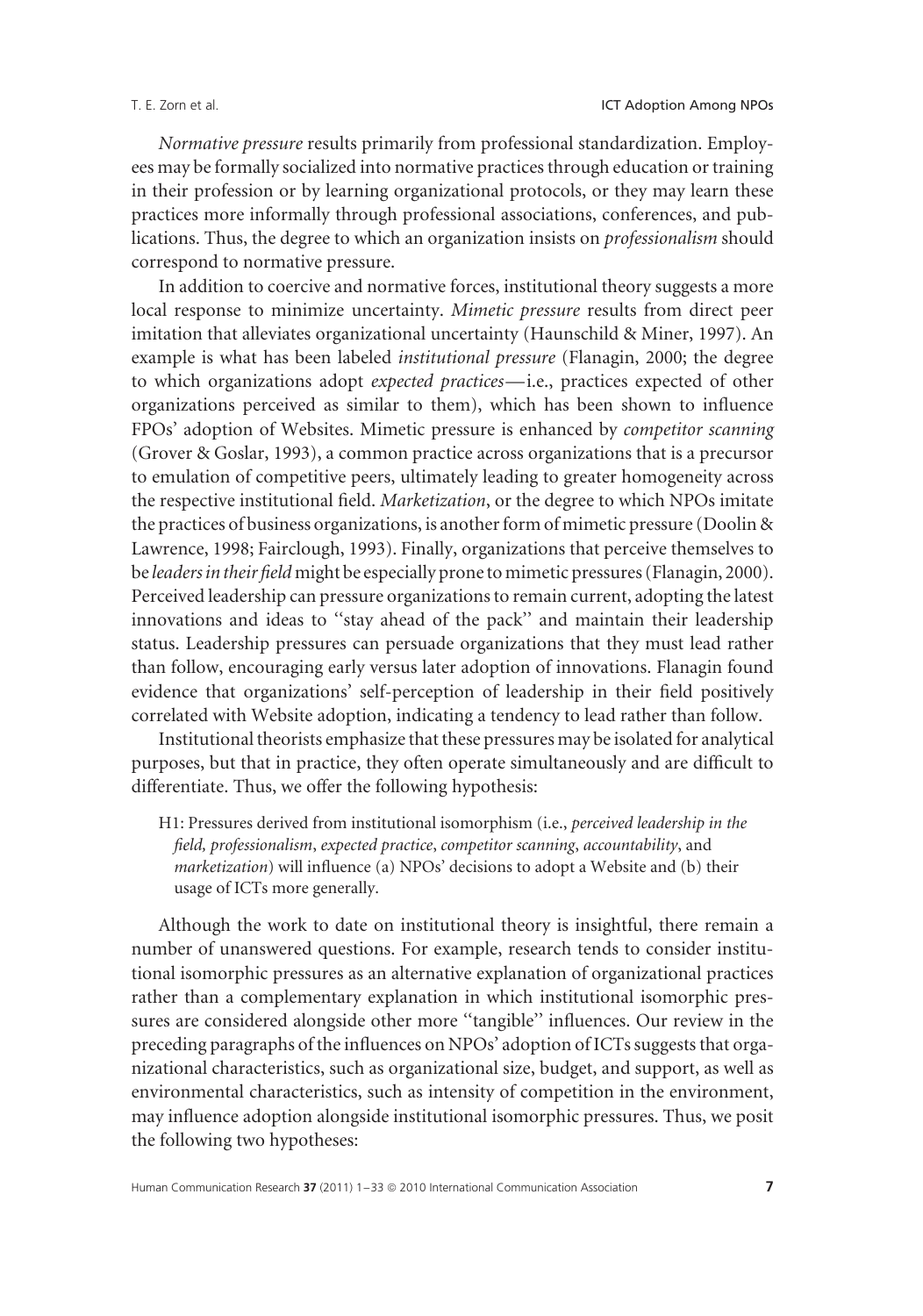*Normative pressure* results primarily from professional standardization. Employees may be formally socialized into normative practices through education or training in their profession or by learning organizational protocols, or they may learn these practices more informally through professional associations, conferences, and publications. Thus, the degree to which an organization insists on *professionalism* should correspond to normative pressure.

In addition to coercive and normative forces, institutional theory suggests a more local response to minimize uncertainty. *Mimetic pressure* results from direct peer imitation that alleviates organizational uncertainty (Haunschild & Miner, 1997). An example is what has been labeled *institutional pressure* (Flanagin, 2000; the degree to which organizations adopt *expected practices*—i.e., practices expected of other organizations perceived as similar to them), which has been shown to influence FPOs' adoption of Websites. Mimetic pressure is enhanced by *competitor scanning* (Grover & Goslar, 1993), a common practice across organizations that is a precursor to emulation of competitive peers, ultimately leading to greater homogeneity across the respective institutional field. *Marketization*, or the degree to which NPOs imitate the practices of business organizations, is another form of mimetic pressure (Doolin & Lawrence, 1998; Fairclough, 1993). Finally, organizations that perceive themselves to be *leaders in their field* might be especially prone to mimetic pressures (Flanagin, 2000). Perceived leadership can pressure organizations to remain current, adopting the latest innovations and ideas to "stay ahead of the pack" and maintain their leadership status. Leadership pressures can persuade organizations that they must lead rather than follow, encouraging early versus later adoption of innovations. Flanagin found evidence that organizations' self-perception of leadership in their field positively correlated with Website adoption, indicating a tendency to lead rather than follow.

Institutional theorists emphasize that these pressures may be isolated for analytical purposes, but that in practice, they often operate simultaneously and are difficult to differentiate. Thus, we offer the following hypothesis:

> H1: Pressures derived from institutional isomorphism (i.e., *perceived leadership in the field, professionalism*, *expected practice*, *competitor scanning*, *accountability*, and *marketization*) will influence (a) NPOs' decisions to adopt a Website and (b) their usage of ICTs more generally.

Although the work to date on institutional theory is insightful, there remain a number of unanswered questions. For example, research tends to consider institutional isomorphic pressures as an alternative explanation of organizational practices rather than a complementary explanation in which institutional isomorphic pressures are considered alongside other more "tangible" influences. Our review in the preceding paragraphs of the influences on NPOs' adoption of ICTs suggests that organizational characteristics, such as organizational size, budget, and support, as well as environmental characteristics, such as intensity of competition in the environment, may influence adoption alongside institutional isomorphic pressures. Thus, we posit the following two hypotheses: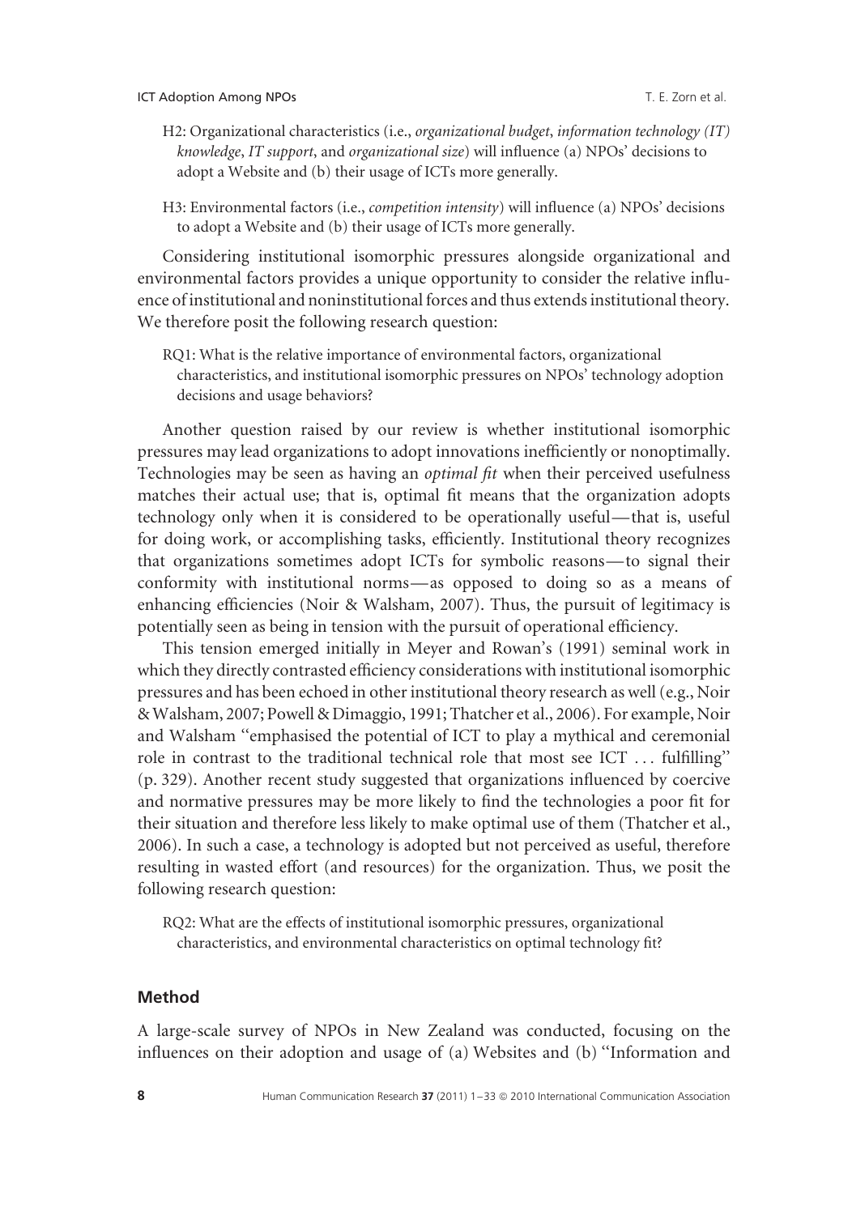H2: Organizational characteristics (i.e., *organizational budget*, *information technology (IT) knowledge*, *IT support*, and *organizational size*) will influence (a) NPOs' decisions to adopt a Website and (b) their usage of ICTs more generally.

H3: Environmental factors (i.e., *competition intensity*) will influence (a) NPOs' decisions to adopt a Website and (b) their usage of ICTs more generally.

Considering institutional isomorphic pressures alongside organizational and environmental factors provides a unique opportunity to consider the relative influence of institutional and noninstitutional forces and thus extends institutional theory. We therefore posit the following research question:

RQ1: What is the relative importance of environmental factors, organizational characteristics, and institutional isomorphic pressures on NPOs' technology adoption decisions and usage behaviors?

Another question raised by our review is whether institutional isomorphic pressures may lead organizations to adopt innovations inefficiently or nonoptimally. Technologies may be seen as having an *optimal fit* when their perceived usefulness matches their actual use; that is, optimal fit means that the organization adopts technology only when it is considered to be operationally useful—that is, useful for doing work, or accomplishing tasks, efficiently. Institutional theory recognizes that organizations sometimes adopt ICTs for symbolic reasons—to signal their conformity with institutional norms—as opposed to doing so as a means of enhancing efficiencies (Noir & Walsham, 2007). Thus, the pursuit of legitimacy is potentially seen as being in tension with the pursuit of operational efficiency.

This tension emerged initially in Meyer and Rowan's (1991) seminal work in which they directly contrasted efficiency considerations with institutional isomorphic pressures and has been echoed in other institutional theory research as well (e.g., Noir & Walsham, 2007; Powell & Dimaggio, 1991; Thatcher et al., 2006). For example, Noir and Walsham "emphasised the potential of ICT to play a mythical and ceremonial role in contrast to the traditional technical role that most see ICT ... fulfilling" (p. 329). Another recent study suggested that organizations influenced by coercive and normative pressures may be more likely to find the technologies a poor fit for their situation and therefore less likely to make optimal use of them (Thatcher et al., 2006). In such a case, a technology is adopted but not perceived as useful, therefore resulting in wasted effort (and resources) for the organization. Thus, we posit the following research question:

RQ2: What are the effects of institutional isomorphic pressures, organizational characteristics, and environmental characteristics on optimal technology fit?

## Method

A large-scale survey of NPOs in New Zealand was conducted, focusing on the influences on their adoption and usage of (a) Websites and (b) "Information and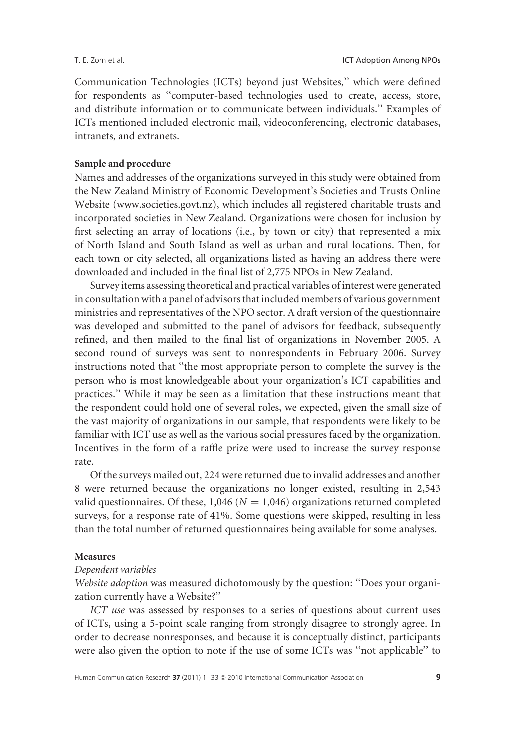Communication Technologies (ICTs) beyond just Websites,'' which were defined for respondents as ''computer-based technologies used to create, access, store, and distribute information or to communicate between individuals.'' Examples of ICTs mentioned included electronic mail, videoconferencing, electronic databases, intranets, and extranets.

### Sample and procedure

Names and addresses of the organizations surveyed in this study were obtained from the New Zealand Ministry of Economic Development's Societies and Trusts Online Website (www.societies.govt.nz), which includes all registered charitable trusts and incorporated societies in New Zealand. Organizations were chosen for inclusion by first selecting an array of locations (i.e., by town or city) that represented a mix of North Island and South Island as well as urban and rural locations. Then, for each town or city selected, all organizations listed as having an address there were downloaded and included in the final list of 2,775 NPOs in New Zealand.

Survey items assessing theoretical and practical variables of interest were generated in consultation with a panel of advisors that included members of various government ministries and representatives of the NPO sector. A draft version of the questionnaire was developed and submitted to the panel of advisors for feedback, subsequently refined, and then mailed to the final list of organizations in November 2005. A second round of surveys was sent to nonrespondents in February 2006. Survey instructions noted that ''the most appropriate person to complete the survey is the person who is most knowledgeable about your organization's ICT capabilities and practices.'' While it may be seen as a limitation that these instructions meant that the respondent could hold one of several roles, we expected, given the small size of the vast majority of organizations in our sample, that respondents were likely to be familiar with ICT use as well as the various social pressures faced by the organization. Incentives in the form of a raffle prize were used to increase the survey response rate.

Of the surveys mailed out, 224 were returned due to invalid addresses and another 8 were returned because the organizations no longer existed, resulting in 2,543 valid questionnaires. Of these, 1,046 ($N = 1{,}046$) organizations returned completed surveys, for a response rate of 41%. Some questions were skipped, resulting in less than the total number of returned questionnaires being available for some analyses.

### Measures

#### *Dependent variables*

*Website adoption* was measured dichotomously by the question: ''Does your organization currently have a Website?''

*ICT use* was assessed by responses to a series of questions about current uses of ICTs, using a 5-point scale ranging from strongly disagree to strongly agree. In order to decrease nonresponses, and because it is conceptually distinct, participants were also given the option to note if the use of some ICTs was ''not applicable'' to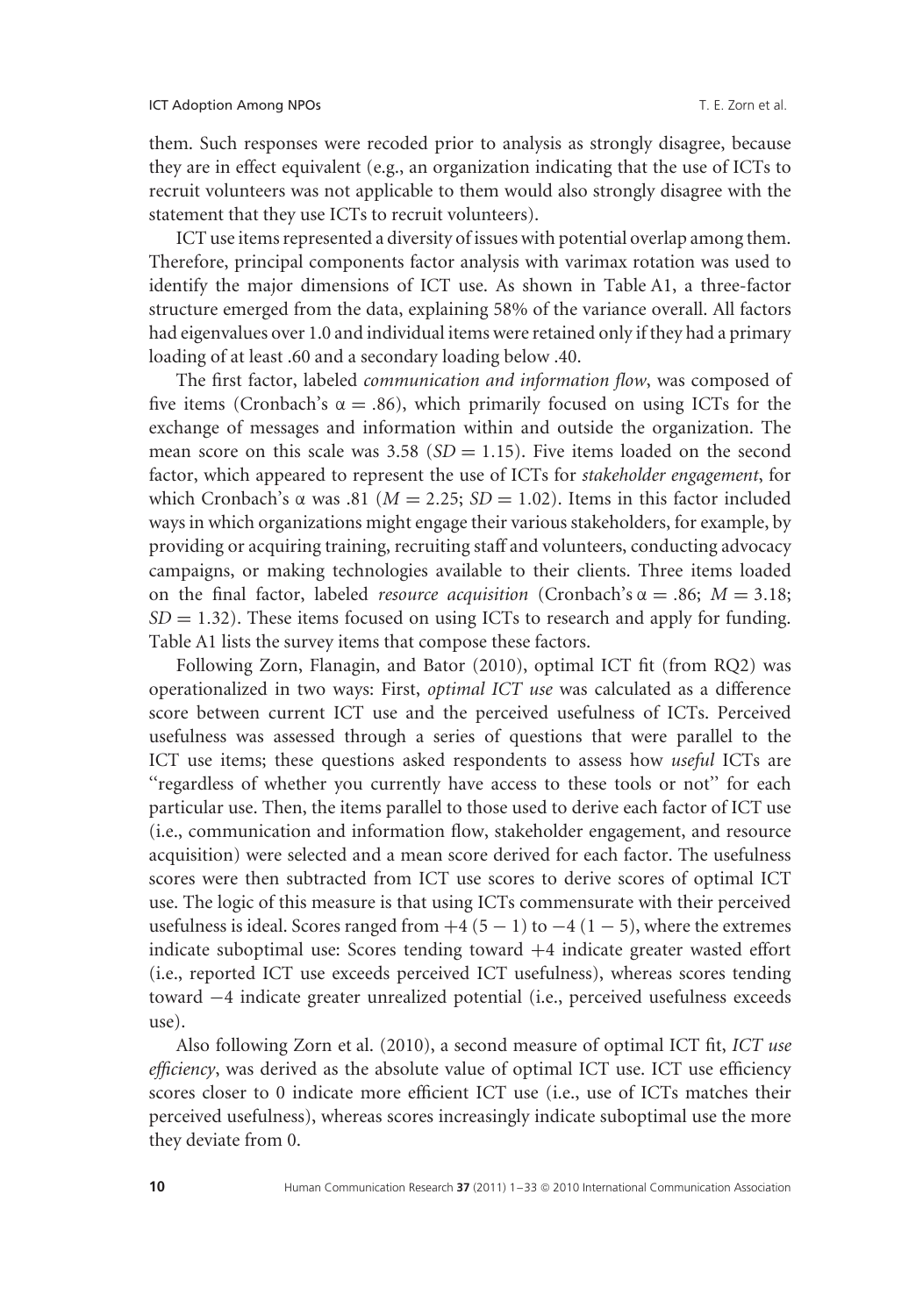them. Such responses were recoded prior to analysis as strongly disagree, because they are in effect equivalent (e.g., an organization indicating that the use of ICTs to recruit volunteers was not applicable to them would also strongly disagree with the statement that they use ICTs to recruit volunteers).

ICT use items represented a diversity of issues with potential overlap among them. Therefore, principal components factor analysis with varimax rotation was used to identify the major dimensions of ICT use. As shown in Table A1, a three-factor structure emerged from the data, explaining 58% of the variance overall. All factors had eigenvalues over 1.0 and individual items were retained only if they had a primary loading of at least .60 and a secondary loading below .40.

The first factor, labeled *communication and information flow*, was composed of five items (Cronbach's $\alpha = .86$), which primarily focused on using ICTs for the exchange of messages and information within and outside the organization. The mean score on this scale was 3.58 ($SD = 1.15$). Five items loaded on the second factor, which appeared to represent the use of ICTs for *stakeholder engagement*, for which Cronbach's $\alpha$ was .81 ($M = 2.25$; $SD = 1.02$). Items in this factor included ways in which organizations might engage their various stakeholders, for example, by providing or acquiring training, recruiting staff and volunteers, conducting advocacy campaigns, or making technologies available to their clients. Three items loaded on the final factor, labeled *resource acquisition* (Cronbach's $\alpha = .86$; $M = 3.18$; $SD = 1.32$). These items focused on using ICTs to research and apply for funding. Table A1 lists the survey items that compose these factors.

Following Zorn, Flanagin, and Bator (2010), optimal ICT fit (from RQ2) was operationalized in two ways: First, *optimal ICT use* was calculated as a difference score between current ICT use and the perceived usefulness of ICTs. Perceived usefulness was assessed through a series of questions that were parallel to the ICT use items; these questions asked respondents to assess how *useful* ICTs are "regardless of whether you currently have access to these tools or not" for each particular use. Then, the items parallel to those used to derive each factor of ICT use (i.e., communication and information flow, stakeholder engagement, and resource acquisition) were selected and a mean score derived for each factor. The usefulness scores were then subtracted from ICT use scores to derive scores of optimal ICT use. The logic of this measure is that using ICTs commensurate with their perceived usefulness is ideal. Scores ranged from $+4$ $(5 - 1)$ to $-4$ $(1 - 5)$, where the extremes indicate suboptimal use: Scores tending toward $+4$ indicate greater wasted effort (i.e., reported ICT use exceeds perceived ICT usefulness), whereas scores tending toward $-4$ indicate greater unrealized potential (i.e., perceived usefulness exceeds use).

Also following Zorn et al. (2010), a second measure of optimal ICT fit, *ICT use efficiency*, was derived as the absolute value of optimal ICT use. ICT use efficiency scores closer to 0 indicate more efficient ICT use (i.e., use of ICTs matches their perceived usefulness), whereas scores increasingly indicate suboptimal use the more they deviate from 0.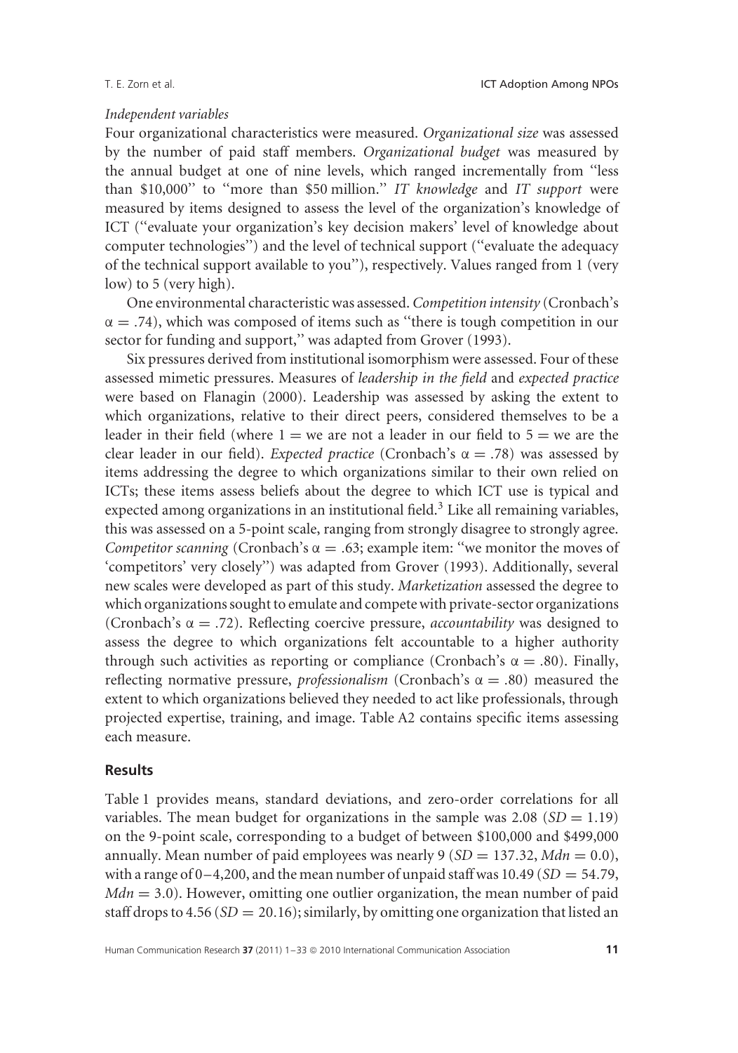*Independent variables*

Four organizational characteristics were measured. *Organizational size* was assessed by the number of paid staff members. *Organizational budget* was measured by the annual budget at one of nine levels, which ranged incrementally from ''less than $10,000'' to ''more than $50 million.'' *IT knowledge* and *IT support* were measured by items designed to assess the level of the organization's knowledge of ICT (''evaluate your organization's key decision makers' level of knowledge about computer technologies'') and the level of technical support (''evaluate the adequacy of the technical support available to you''), respectively. Values ranged from 1 (very low) to 5 (very high).

One environmental characteristic was assessed. *Competition intensity* (Cronbach's $\alpha = .74$), which was composed of items such as ''there is tough competition in our sector for funding and support,'' was adapted from Grover (1993).

Six pressures derived from institutional isomorphism were assessed. Four of these assessed mimetic pressures. Measures of *leadership in the field* and *expected practice* were based on Flanagin (2000). Leadership was assessed by asking the extent to which organizations, relative to their direct peers, considered themselves to be a leader in their field (where 1 = we are not a leader in our field to 5 = we are the clear leader in our field). *Expected practice* (Cronbach's $\alpha = .78$) was assessed by items addressing the degree to which organizations similar to their own relied on ICTs; these items assess beliefs about the degree to which ICT use is typical and expected among organizations in an institutional field.[3] Like all remaining variables, this was assessed on a 5-point scale, ranging from strongly disagree to strongly agree. *Competitor scanning* (Cronbach's $\alpha = .63$; example item: ''we monitor the moves of 'competitors' very closely'') was adapted from Grover (1993). Additionally, several new scales were developed as part of this study. *Marketization* assessed the degree to which organizations sought to emulate and compete with private-sector organizations (Cronbach's $\alpha = .72$). Reflecting coercive pressure, *accountability* was designed to assess the degree to which organizations felt accountable to a higher authority through such activities as reporting or compliance (Cronbach's $\alpha = .80$). Finally, reflecting normative pressure, *professionalism* (Cronbach's $\alpha = .80$) measured the extent to which organizations believed they needed to act like professionals, through projected expertise, training, and image. Table A2 contains specific items assessing each measure.

## Results

Table 1 provides means, standard deviations, and zero-order correlations for all variables. The mean budget for organizations in the sample was 2.08 ($SD = 1.19$) on the 9-point scale, corresponding to a budget of between $100,000 and $499,000 annually. Mean number of paid employees was nearly 9 ($SD = 137.32$, $Mdn = 0.0$), with a range of 0–4,200, and the mean number of unpaid staff was 10.49 ($SD = 54.79$, $Mdn = 3.0$). However, omitting one outlier organization, the mean number of paid staff drops to 4.56 ($SD = 20.16$); similarly, by omitting one organization that listed an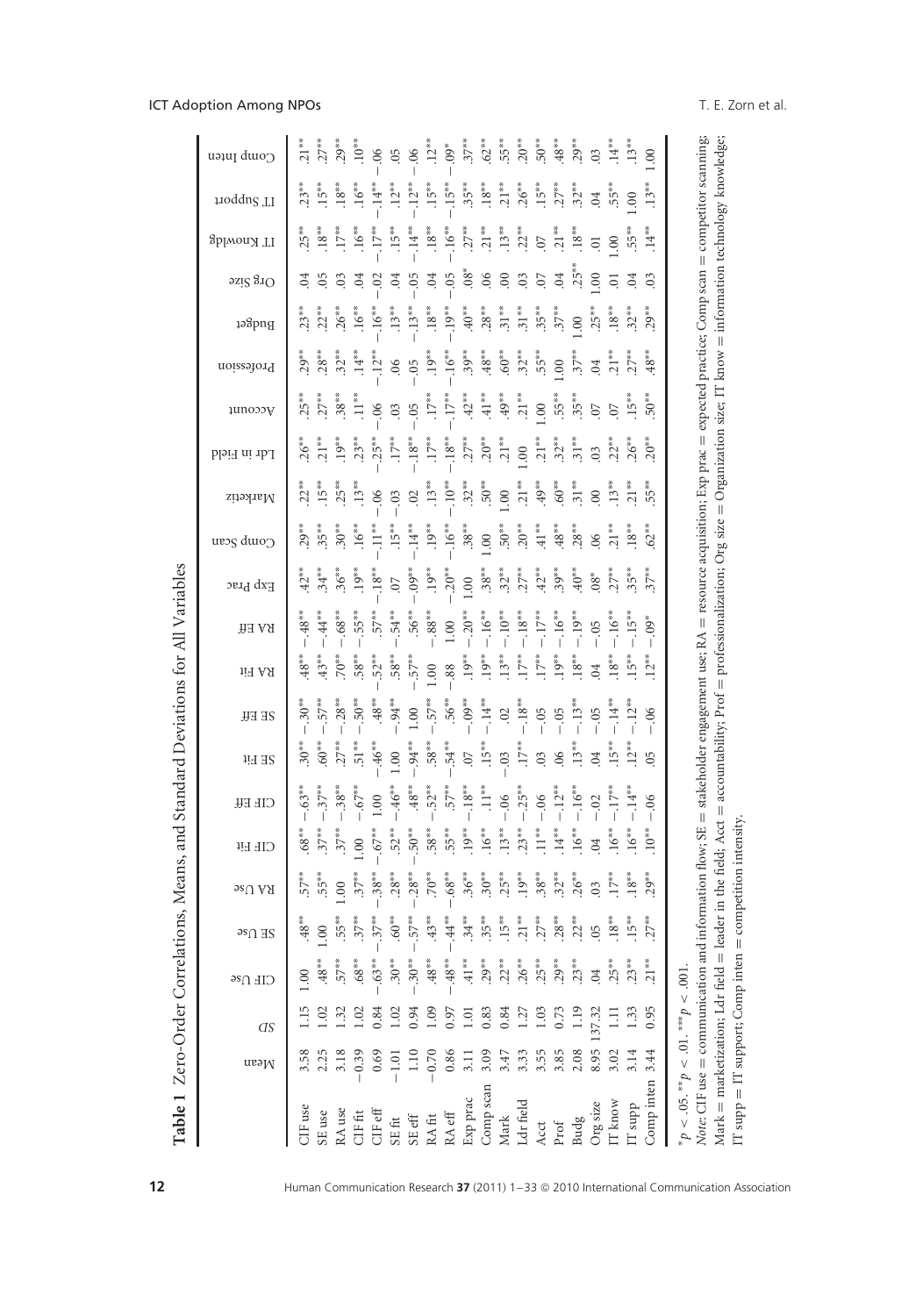**Table 1** Zero-Order Correlations, Means, and Standard Deviations for All Variables

| | Mean | *SD* | CIF Use | SE Use | RA Use | CIF Fit | CIF Eff | SE Fit | SE Eff | RA Fit | RA Eff | Exp Prac | Comp Scan | Marketiz | Ldr in Field | Account | Profession | Budget | Org Size | IT Knowledg | IT Support | Comp Inten |
|---|---|---|---|---|---|---|---|---|---|---|---|---|---|---|---|---|---|---|---|---|---|---|
| CIF use | 3.58 | 1.15 | 1.00 | .48** | .57** | .68** | −.63** | .30** | −.30** | .48** | −.48** | .42** | .29** | .22** | .26** | .25** | .29** | .23** | .04 | .25** | .23** | .21** |
| SE use | 2.25 | 1.02 | .48** | 1.00 | .55** | .37** | −.37** | .60** | −.57** | .43** | −.44** | .34** | .35** | .15** | .21** | .27** | .28** | .22** | .05 | .18** | .15** | .27** |
| RA use | 3.18 | 1.32 | .57** | .55** | 1.00 | .37** | −.38** | .27** | −.28** | .70** | −.68** | .36** | .30** | .25** | .19** | .38** | .32** | .26** | .03 | .17** | .18** | .29** |
| CIF fit | −0.39 | 1.02 | .68** | .37** | .37** | 1.00 | −.67** | .51** | −.50** | .58** | −.55** | .19** | .16** | .13** | .23** | .11** | .14** | .16** | .04 | .16** | .16** | .10** |
| CIF eff | 0.69 | 0.84 | −.63** | −.37** | −.38** | −.67** | 1.00 | −.46** | .48** | −.52** | .57** | −.18** | −.11** | −.06 | −.25** | −.06 | −.12** | −.16** | −.02 | −.17** | −.14** | −.06 |
| SE fit | −1.01 | 1.02 | .30** | .60** | .28** | .52** | −.46** | 1.00 | −.94** | .58** | −.54** | .07 | .15** | −.03 | .17** | .03 | .06 | .13** | .04 | .15** | .12** | .05 |
| SE eff | 1.10 | 0.94 | −.30** | −.57** | −.28** | −.50** | .48** | −.94** | 1.00 | −.57** | .56** | −.09** | −.14** | .02 | −.18** | −.05 | −.05 | −.13** | −.05 | −.14** | −.12** | −.06 |
| RA fit | −0.70 | 1.09 | .48** | .43** | .70** | .58** | −.52** | .58** | −.57** | 1.00 | −.88** | .19** | .19** | .13** | .17** | .17** | .19** | .18** | .04 | .18** | .15** | .12** |
| RA eff | 0.86 | 0.97 | −.48** | −.44** | −.68** | .55** | .57** | −.54** | .56** | −.88 | 1.00 | −.20** | −.16** | −.10** | −.18** | −.17** | −.16** | −.19** | −.05 | −.16** | −.15** | −.09* |
| Exp prac | 3.11 | 1.01 | .41** | .34** | .36** | .19** | −.18** | .07 | −.09** | .19** | −.20** | 1.00 | .38** | .32** | .27** | .42** | .39** | .40** | .08* | .27** | .35** | .37** |
| Comp scan | 3.09 | 0.83 | .29** | .35** | .30** | .16** | .11** | .15** | −.14** | .19** | −.16** | .38** | 1.00 | .50** | .20** | .41** | .48** | .28** | .06 | .21** | .18** | .62** |
| Mark | 3.47 | 0.84 | .22** | .15** | .25** | .13** | −.06 | −.03 | .02 | .13** | −.10** | .32** | .50** | 1.00 | .21** | .49** | .60** | .31** | .00 | .13** | .21** | .55** |
| Ldr field | 3.33 | 1.27 | .26** | .21** | .19** | .23** | −.25** | .17** | −.18** | .17** | −.18** | .27** | .20** | .21** | 1.00 | .21** | .32** | .31** | .03 | .22** | .26** | .20** |
| Acct | 3.55 | 1.03 | .25** | .27** | .38** | .11** | −.06 | .03 | −.05 | .17** | −.17** | .42** | .41** | .49** | .21** | 1.00 | .55** | .35** | .07 | .07 | .15** | .50** |
| Prof | 3.85 | 0.73 | .29** | .28** | .32** | .14** | −.12** | .06 | −.05 | .19** | −.16** | .39** | .48** | .60** | .32** | .55** | 1.00 | .37** | .04 | .21** | .27** | .48** |
| Budg | 2.08 | 1.19 | .23** | .22** | .26** | .16** | −.16** | .13** | −.13** | .18** | −.19** | .40** | .28** | .31** | .31** | .35** | .37** | 1.00 | .25** | .18** | .32** | .29** |
| Org size | 8.95 | 137.32 | .04 | .05 | .03 | .04 | −.02 | .04 | −.05 | .04 | −.05 | .08* | .06 | .00 | .03 | .07 | .04 | .25** | 1.00 | .01 | .04 | .03 |
| IT know | 3.02 | 1.11 | .25** | .18** | .17** | .16** | −.17** | .15** | −.14** | .18** | −.16** | .27** | .21** | .13** | .22** | .07 | .21** | .18** | .01 | 1.00 | .55** | .14** |
| IT supp | 3.14 | 1.33 | .23** | .15** | .18** | .16** | −.14** | .12** | −.12** | .15** | −.15** | .35** | .18** | .21** | .26** | .15** | .27** | .32** | .04 | .55** | 1.00 | .13** |
| Comp inten | 3.44 | 0.95 | .21** | .27** | .29** | .10** | −.06 | .05 | −.06 | .12** | −.09* | .37** | .62** | .55** | .20** | .50** | .48** | .29** | .03 | .14** | .13** | 1.00 |

$^*p < .05$. $^{**}p < .01$. $^{***}p < .001$.

*Note:* CIF use = communication and information flow; SE = stakeholder engagement use; RA = resource acquisition; Exp prac = expected practice; Comp scan = competitor scanning; Mark = marketization; Ldr field = leader in the field; Acct = accountability; Prof = professionalization; Org size = Organization size; IT know = information technology knowledge; IT supp = IT support; Comp inten = competition intensity.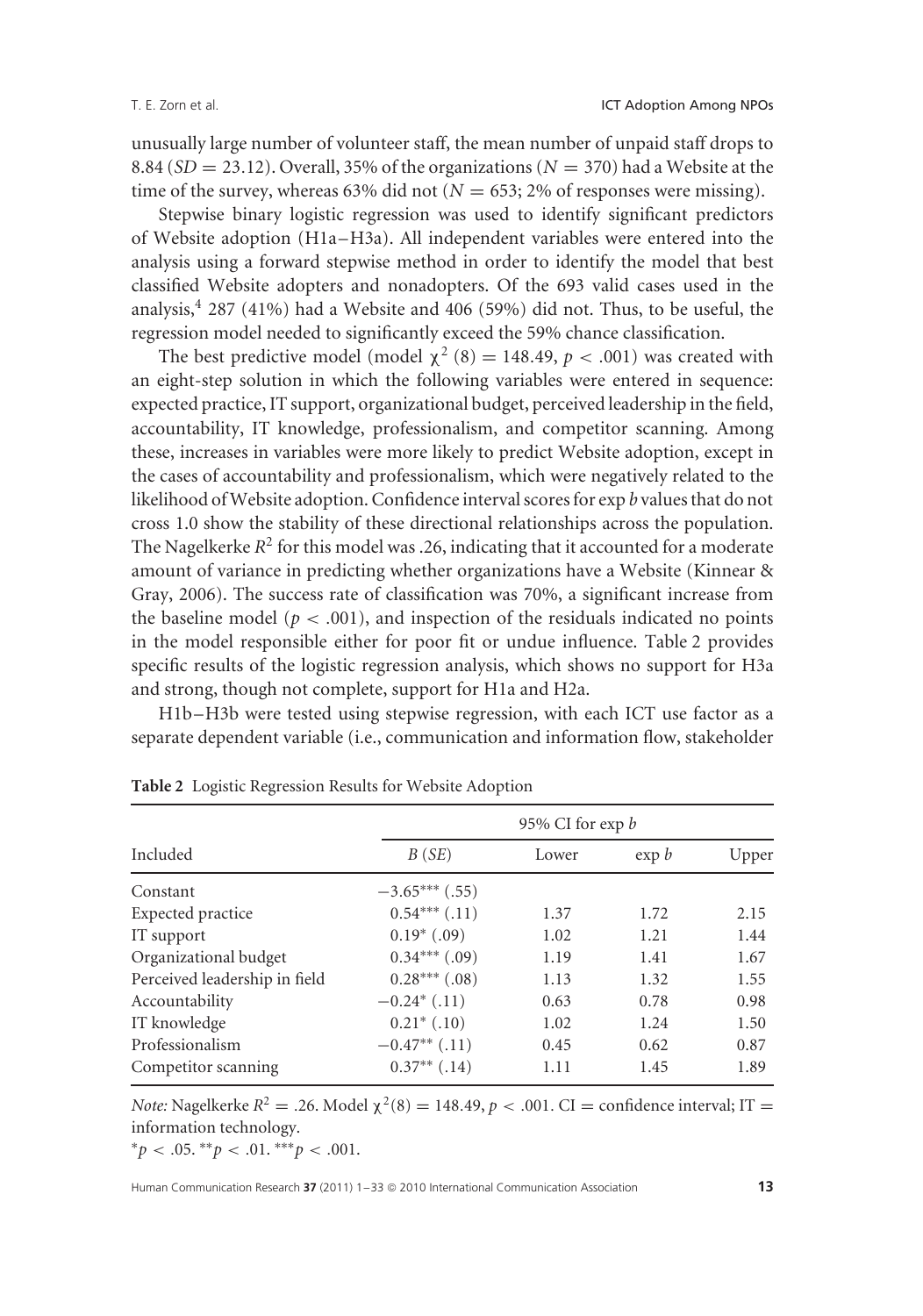unusually large number of volunteer staff, the mean number of unpaid staff drops to 8.84 ($SD = 23.12$). Overall, 35% of the organizations ($N = 370$) had a Website at the time of the survey, whereas 63% did not ($N = 653$; 2% of responses were missing).

Stepwise binary logistic regression was used to identify significant predictors of Website adoption (H1a–H3a). All independent variables were entered into the analysis using a forward stepwise method in order to identify the model that best classified Website adopters and nonadopters. Of the 693 valid cases used in the analysis,[4] 287 (41%) had a Website and 406 (59%) did not. Thus, to be useful, the regression model needed to significantly exceed the 59% chance classification.

The best predictive model (model $\chi^2$ (8) = 148.49, $p < .001$) was created with an eight-step solution in which the following variables were entered in sequence: expected practice, IT support, organizational budget, perceived leadership in the field, accountability, IT knowledge, professionalism, and competitor scanning. Among these, increases in variables were more likely to predict Website adoption, except in the cases of accountability and professionalism, which were negatively related to the likelihood of Website adoption. Confidence interval scores for exp *b* values that do not cross 1.0 show the stability of these directional relationships across the population. The Nagelkerke $R^2$ for this model was .26, indicating that it accounted for a moderate amount of variance in predicting whether organizations have a Website (Kinnear & Gray, 2006). The success rate of classification was 70%, a significant increase from the baseline model ($p < .001$), and inspection of the residuals indicated no points in the model responsible either for poor fit or undue influence. Table 2 provides specific results of the logistic regression analysis, which shows no support for H3a and strong, though not complete, support for H1a and H2a.

H1b–H3b were tested using stepwise regression, with each ICT use factor as a separate dependent variable (i.e., communication and information flow, stakeholder

**Table 2** Logistic Regression Results for Website Adoption

| | | 95% CI for exp *b* | | |
|---|---|---|---|---|
| Included | *B* (*SE*) | Lower | exp *b* | Upper |
| Constant | −3.65*** (.55) | | | |
| Expected practice | 0.54*** (.11) | 1.37 | 1.72 | 2.15 |
| IT support | 0.19* (.09) | 1.02 | 1.21 | 1.44 |
| Organizational budget | 0.34*** (.09) | 1.19 | 1.41 | 1.67 |
| Perceived leadership in field | 0.28*** (.08) | 1.13 | 1.32 | 1.55 |
| Accountability | −0.24* (.11) | 0.63 | 0.78 | 0.98 |
| IT knowledge | 0.21* (.10) | 1.02 | 1.24 | 1.50 |
| Professionalism | −0.47** (.11) | 0.45 | 0.62 | 0.87 |
| Competitor scanning | 0.37** (.14) | 1.11 | 1.45 | 1.89 |

*Note:* Nagelkerke $R^2 = .26$. Model $\chi^2(8) = 148.49$, $p < .001$. CI = confidence interval; IT = information technology.

*$p < .05$. **$p < .01$. ***$p < .001$.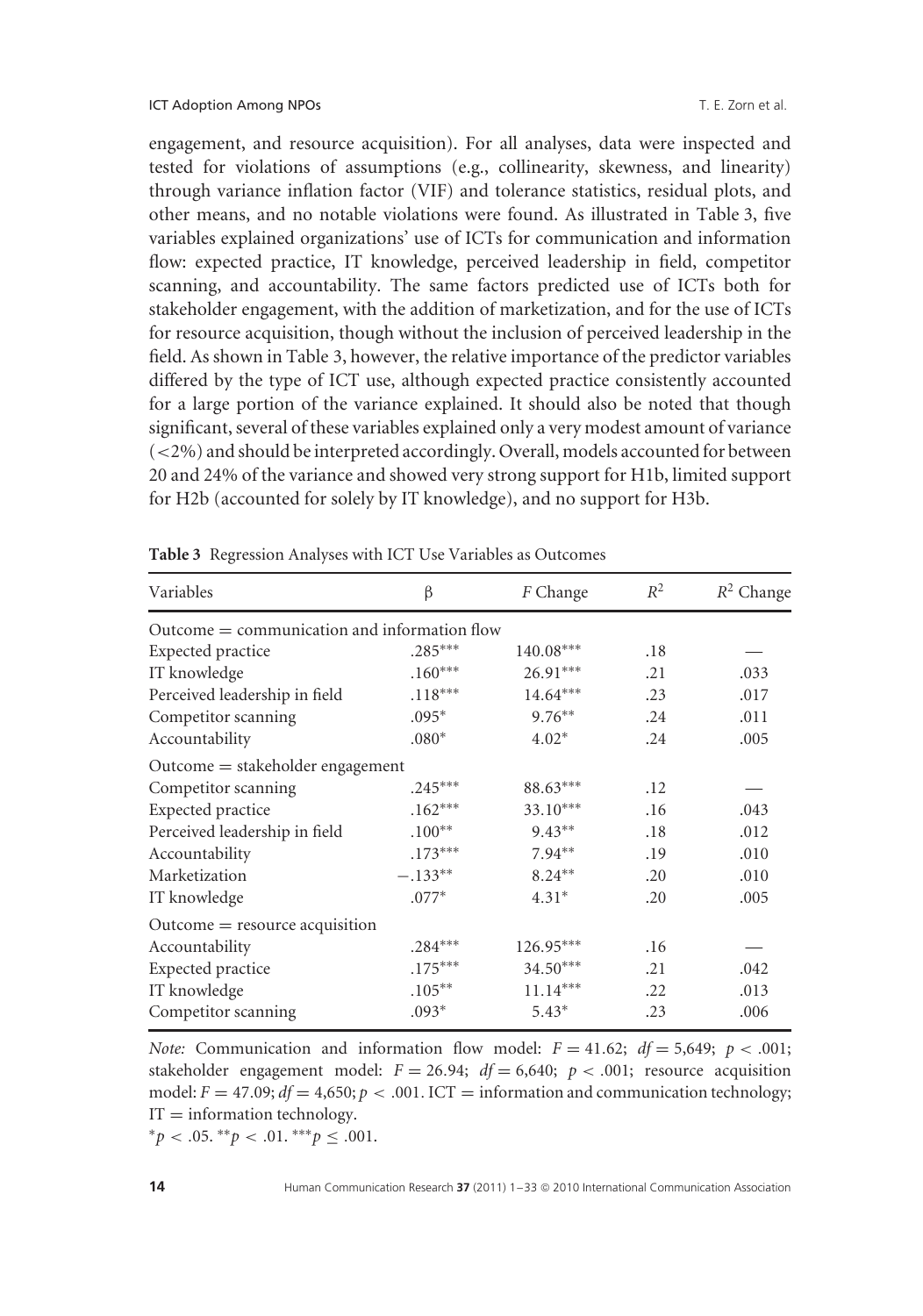engagement, and resource acquisition). For all analyses, data were inspected and tested for violations of assumptions (e.g., collinearity, skewness, and linearity) through variance inflation factor (VIF) and tolerance statistics, residual plots, and other means, and no notable violations were found. As illustrated in Table 3, five variables explained organizations' use of ICTs for communication and information flow: expected practice, IT knowledge, perceived leadership in field, competitor scanning, and accountability. The same factors predicted use of ICTs both for stakeholder engagement, with the addition of marketization, and for the use of ICTs for resource acquisition, though without the inclusion of perceived leadership in the field. As shown in Table 3, however, the relative importance of the predictor variables differed by the type of ICT use, although expected practice consistently accounted for a large portion of the variance explained. It should also be noted that though significant, several of these variables explained only a very modest amount of variance (<2%) and should be interpreted accordingly. Overall, models accounted for between 20 and 24% of the variance and showed very strong support for H1b, limited support for H2b (accounted for solely by IT knowledge), and no support for H3b.

**Table 3** Regression Analyses with ICT Use Variables as Outcomes

| Variables | β | *F* Change | $R^2$ | $R^2$ Change |
|---|---|---|---|---|
| Outcome = communication and information flow | | | | |
| Expected practice | .285*** | 140.08*** | .18 | — |
| IT knowledge | .160*** | 26.91*** | .21 | .033 |
| Perceived leadership in field | .118*** | 14.64*** | .23 | .017 |
| Competitor scanning | .095* | 9.76** | .24 | .011 |
| Accountability | .080* | 4.02* | .24 | .005 |
| Outcome = stakeholder engagement | | | | |
| Competitor scanning | .245*** | 88.63*** | .12 | — |
| Expected practice | .162*** | 33.10*** | .16 | .043 |
| Perceived leadership in field | .100** | 9.43** | .18 | .012 |
| Accountability | .173*** | 7.94** | .19 | .010 |
| Marketization | −.133** | 8.24** | .20 | .010 |
| IT knowledge | .077* | 4.31* | .20 | .005 |
| Outcome = resource acquisition | | | | |
| Accountability | .284*** | 126.95*** | .16 | — |
| Expected practice | .175*** | 34.50*** | .21 | .042 |
| IT knowledge | .105** | 11.14*** | .22 | .013 |
| Competitor scanning | .093* | 5.43* | .23 | .006 |

*Note:* Communication and information flow model: $F = 41.62$; $df = 5{,}649$; $p < .001$; stakeholder engagement model: $F = 26.94$; $df = 6{,}640$; $p < .001$; resource acquisition model: $F = 47.09$; $df = 4{,}650$; $p < .001$. ICT = information and communication technology; IT = information technology.

*$p < .05$. **$p < .01$. ***$p \leq .001$.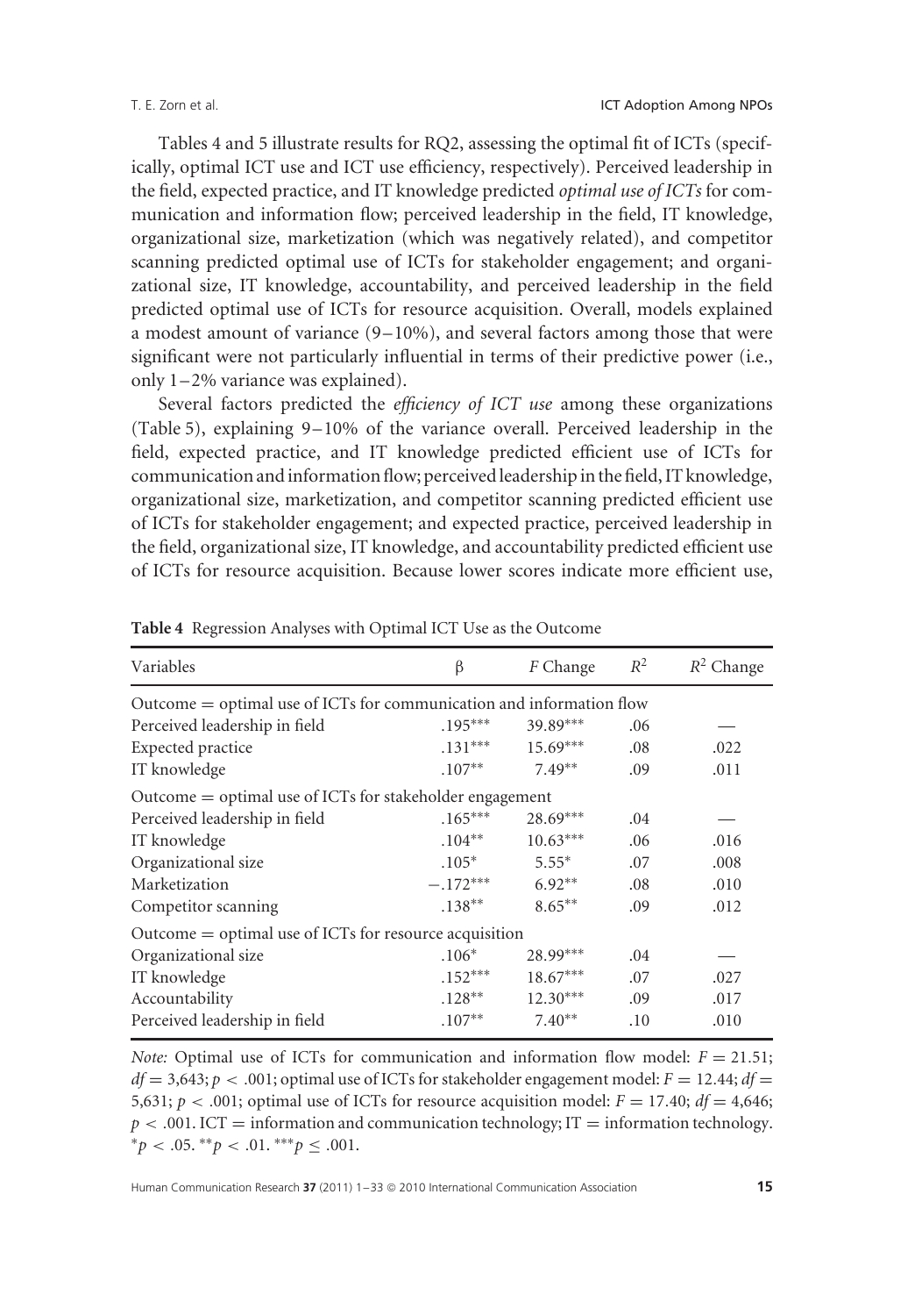Tables 4 and 5 illustrate results for RQ2, assessing the optimal fit of ICTs (specifically, optimal ICT use and ICT use efficiency, respectively). Perceived leadership in the field, expected practice, and IT knowledge predicted *optimal use of ICTs* for communication and information flow; perceived leadership in the field, IT knowledge, organizational size, marketization (which was negatively related), and competitor scanning predicted optimal use of ICTs for stakeholder engagement; and organizational size, IT knowledge, accountability, and perceived leadership in the field predicted optimal use of ICTs for resource acquisition. Overall, models explained a modest amount of variance (9–10%), and several factors among those that were significant were not particularly influential in terms of their predictive power (i.e., only 1–2% variance was explained).

Several factors predicted the *efficiency of ICT use* among these organizations (Table 5), explaining 9–10% of the variance overall. Perceived leadership in the field, expected practice, and IT knowledge predicted efficient use of ICTs for communication and information flow; perceived leadership in the field, IT knowledge, organizational size, marketization, and competitor scanning predicted efficient use of ICTs for stakeholder engagement; and expected practice, perceived leadership in the field, organizational size, IT knowledge, and accountability predicted efficient use of ICTs for resource acquisition. Because lower scores indicate more efficient use,

**Table 4** Regression Analyses with Optimal ICT Use as the Outcome

| Variables | $\beta$ | $F$ Change | $R^2$ | $R^2$ Change |
|---|---|---|---|---|
| Outcome = optimal use of ICTs for communication and information flow | | | | |
| Perceived leadership in field | $.195^{***}$ | $39.89^{***}$ | .06 | — |
| Expected practice | $.131^{***}$ | $15.69^{***}$ | .08 | .022 |
| IT knowledge | $.107^{**}$ | $7.49^{**}$ | .09 | .011 |
| Outcome = optimal use of ICTs for stakeholder engagement | | | | |
| Perceived leadership in field | $.165^{***}$ | $28.69^{***}$ | .04 | — |
| IT knowledge | $.104^{**}$ | $10.63^{***}$ | .06 | .016 |
| Organizational size | $.105^{*}$ | $5.55^{*}$ | .07 | .008 |
| Marketization | $-.172^{***}$ | $6.92^{**}$ | .08 | .010 |
| Competitor scanning | $.138^{**}$ | $8.65^{**}$ | .09 | .012 |
| Outcome = optimal use of ICTs for resource acquisition | | | | |
| Organizational size | $.106^{*}$ | $28.99^{***}$ | .04 | — |
| IT knowledge | $.152^{***}$ | $18.67^{***}$ | .07 | .027 |
| Accountability | $.128^{**}$ | $12.30^{***}$ | .09 | .017 |
| Perceived leadership in field | $.107^{**}$ | $7.40^{**}$ | .10 | .010 |

*Note:* Optimal use of ICTs for communication and information flow model: $F = 21.51$; $df = 3{,}643$; $p < .001$; optimal use of ICTs for stakeholder engagement model: $F = 12.44$; $df = 5{,}631$; $p < .001$; optimal use of ICTs for resource acquisition model: $F = 17.40$; $df = 4{,}646$; $p < .001$. ICT = information and communication technology; IT = information technology. $^{*}p < .05$. $^{**}p < .01$. $^{***}p \leq .001$.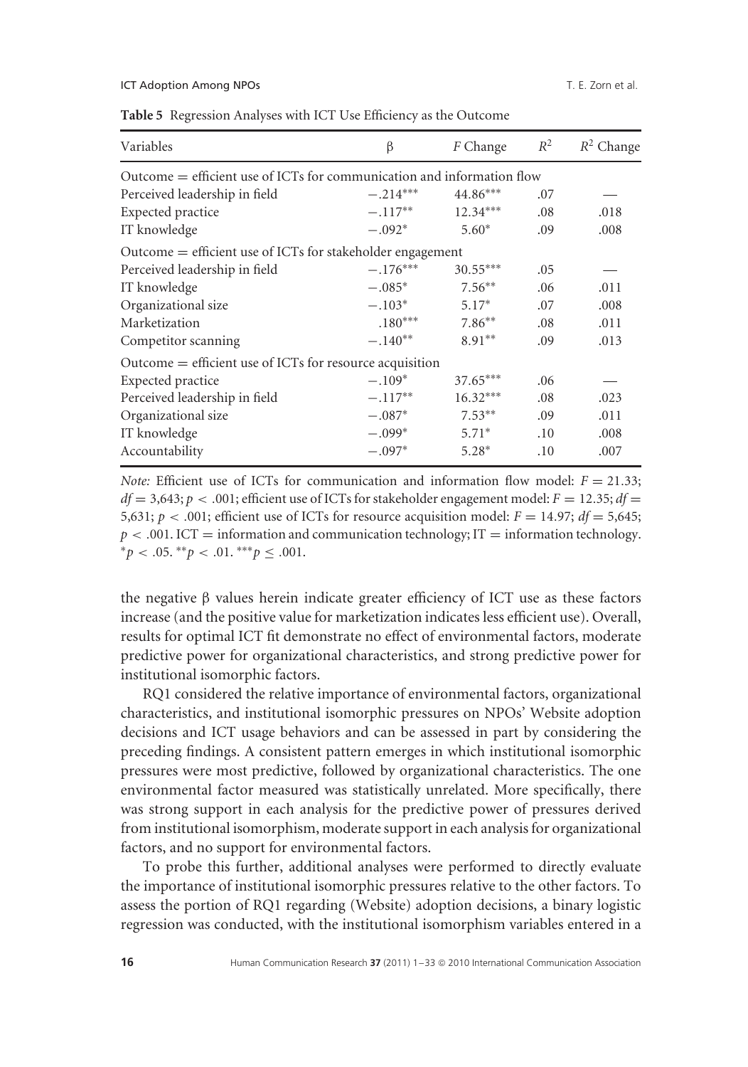**Table 5** Regression Analyses with ICT Use Efficiency as the Outcome

| Variables | β | *F* Change | $R^2$ | $R^2$ Change |
|---|---|---|---|---|
| Outcome = efficient use of ICTs for communication and information flow | | | | |
| Perceived leadership in field | $-.214^{***}$ | $44.86^{***}$ | .07 | — |
| Expected practice | $-.117^{**}$ | $12.34^{***}$ | .08 | .018 |
| IT knowledge | $-.092^{*}$ | $5.60^{*}$ | .09 | .008 |
| Outcome = efficient use of ICTs for stakeholder engagement | | | | |
| Perceived leadership in field | $-.176^{***}$ | $30.55^{***}$ | .05 | — |
| IT knowledge | $-.085^{*}$ | $7.56^{**}$ | .06 | .011 |
| Organizational size | $-.103^{*}$ | $5.17^{*}$ | .07 | .008 |
| Marketization | $.180^{***}$ | $7.86^{**}$ | .08 | .011 |
| Competitor scanning | $-.140^{**}$ | $8.91^{**}$ | .09 | .013 |
| Outcome = efficient use of ICTs for resource acquisition | | | | |
| Expected practice | $-.109^{*}$ | $37.65^{***}$ | .06 | — |
| Perceived leadership in field | $-.117^{**}$ | $16.32^{***}$ | .08 | .023 |
| Organizational size | $-.087^{*}$ | $7.53^{**}$ | .09 | .011 |
| IT knowledge | $-.099^{*}$ | $5.71^{*}$ | .10 | .008 |
| Accountability | $-.097^{*}$ | $5.28^{*}$ | .10 | .007 |

*Note:* Efficient use of ICTs for communication and information flow model: $F = 21.33$; $df = 3{,}643$; $p < .001$; efficient use of ICTs for stakeholder engagement model: $F = 12.35$; $df = 5{,}631$; $p < .001$; efficient use of ICTs for resource acquisition model: $F = 14.97$; $df = 5{,}645$; $p < .001$. ICT = information and communication technology; IT = information technology. $^{*}p < .05$. $^{**}p < .01$. $^{***}p \leq .001$.

the negative β values herein indicate greater efficiency of ICT use as these factors increase (and the positive value for marketization indicates less efficient use). Overall, results for optimal ICT fit demonstrate no effect of environmental factors, moderate predictive power for organizational characteristics, and strong predictive power for institutional isomorphic factors.

RQ1 considered the relative importance of environmental factors, organizational characteristics, and institutional isomorphic pressures on NPOs' Website adoption decisions and ICT usage behaviors and can be assessed in part by considering the preceding findings. A consistent pattern emerges in which institutional isomorphic pressures were most predictive, followed by organizational characteristics. The one environmental factor measured was statistically unrelated. More specifically, there was strong support in each analysis for the predictive power of pressures derived from institutional isomorphism, moderate support in each analysis for organizational factors, and no support for environmental factors.

To probe this further, additional analyses were performed to directly evaluate the importance of institutional isomorphic pressures relative to the other factors. To assess the portion of RQ1 regarding (Website) adoption decisions, a binary logistic regression was conducted, with the institutional isomorphism variables entered in a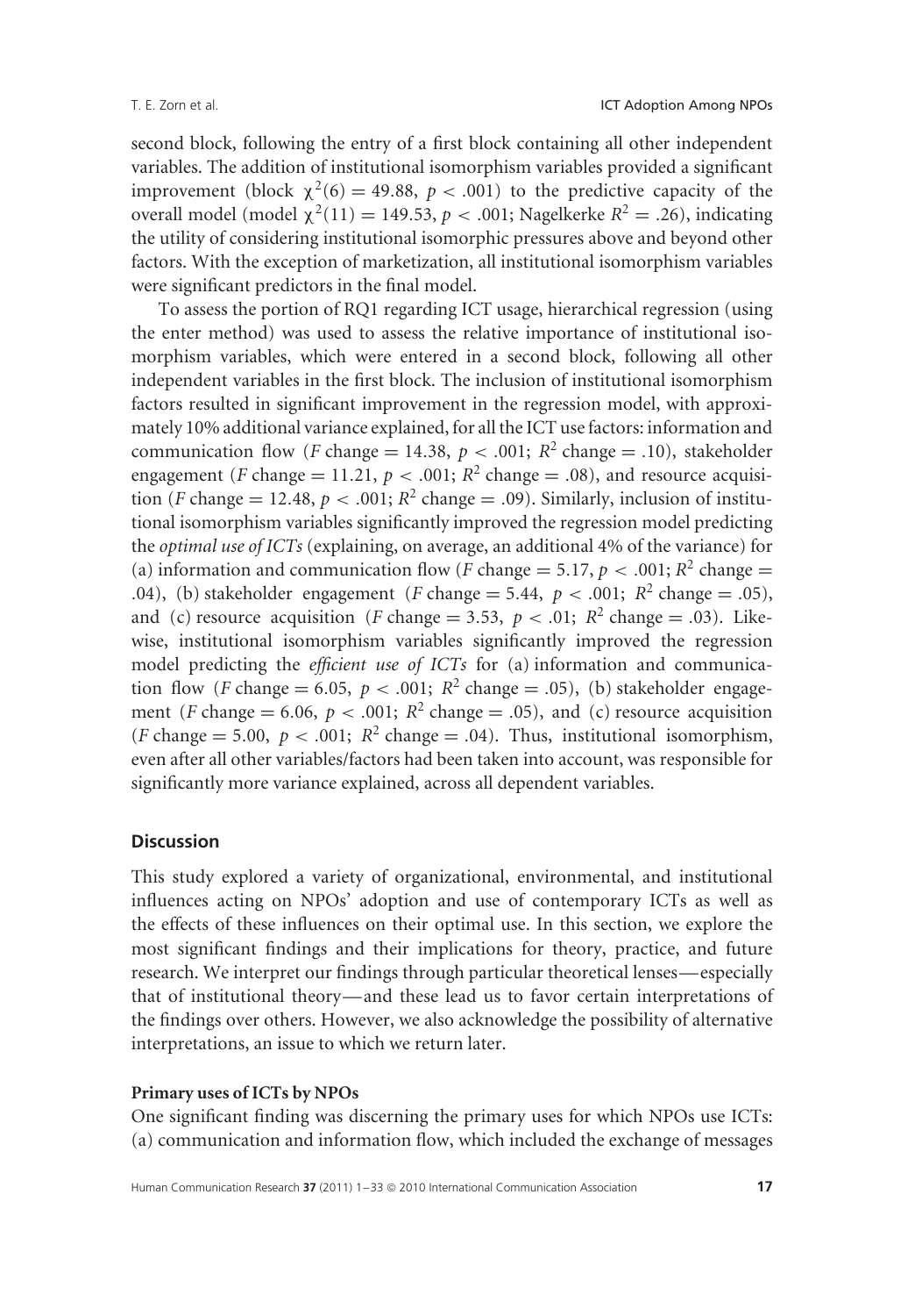second block, following the entry of a first block containing all other independent variables. The addition of institutional isomorphism variables provided a significant improvement (block $\chi^2(6) = 49.88$, $p < .001$) to the predictive capacity of the overall model (model $\chi^2(11) = 149.53$, $p < .001$; Nagelkerke $R^2 = .26$), indicating the utility of considering institutional isomorphic pressures above and beyond other factors. With the exception of marketization, all institutional isomorphism variables were significant predictors in the final model.

To assess the portion of RQ1 regarding ICT usage, hierarchical regression (using the enter method) was used to assess the relative importance of institutional isomorphism variables, which were entered in a second block, following all other independent variables in the first block. The inclusion of institutional isomorphism factors resulted in significant improvement in the regression model, with approximately 10% additional variance explained, for all the ICT use factors: information and communication flow ($F$ change $= 14.38$, $p < .001$; $R^2$ change $= .10$), stakeholder engagement ($F$ change $= 11.21$, $p < .001$; $R^2$ change $= .08$), and resource acquisition ($F$ change $= 12.48$, $p < .001$; $R^2$ change $= .09$). Similarly, inclusion of institutional isomorphism variables significantly improved the regression model predicting the *optimal use of ICTs* (explaining, on average, an additional 4% of the variance) for (a) information and communication flow ($F$ change $= 5.17$, $p < .001$; $R^2$ change $=$ .04), (b) stakeholder engagement ($F$ change $= 5.44$, $p < .001$; $R^2$ change $= .05$), and (c) resource acquisition ($F$ change $= 3.53$, $p < .01$; $R^2$ change $= .03$). Likewise, institutional isomorphism variables significantly improved the regression model predicting the *efficient use of ICTs* for (a) information and communication flow ($F$ change $= 6.05$, $p < .001$; $R^2$ change $= .05$), (b) stakeholder engagement ($F$ change $= 6.06$, $p < .001$; $R^2$ change $= .05$), and (c) resource acquisition ($F$ change $= 5.00$, $p < .001$; $R^2$ change $= .04$). Thus, institutional isomorphism, even after all other variables/factors had been taken into account, was responsible for significantly more variance explained, across all dependent variables.

## Discussion

This study explored a variety of organizational, environmental, and institutional influences acting on NPOs' adoption and use of contemporary ICTs as well as the effects of these influences on their optimal use. In this section, we explore the most significant findings and their implications for theory, practice, and future research. We interpret our findings through particular theoretical lenses—especially that of institutional theory—and these lead us to favor certain interpretations of the findings over others. However, we also acknowledge the possibility of alternative interpretations, an issue to which we return later.

### Primary uses of ICTs by NPOs

One significant finding was discerning the primary uses for which NPOs use ICTs: (a) communication and information flow, which included the exchange of messages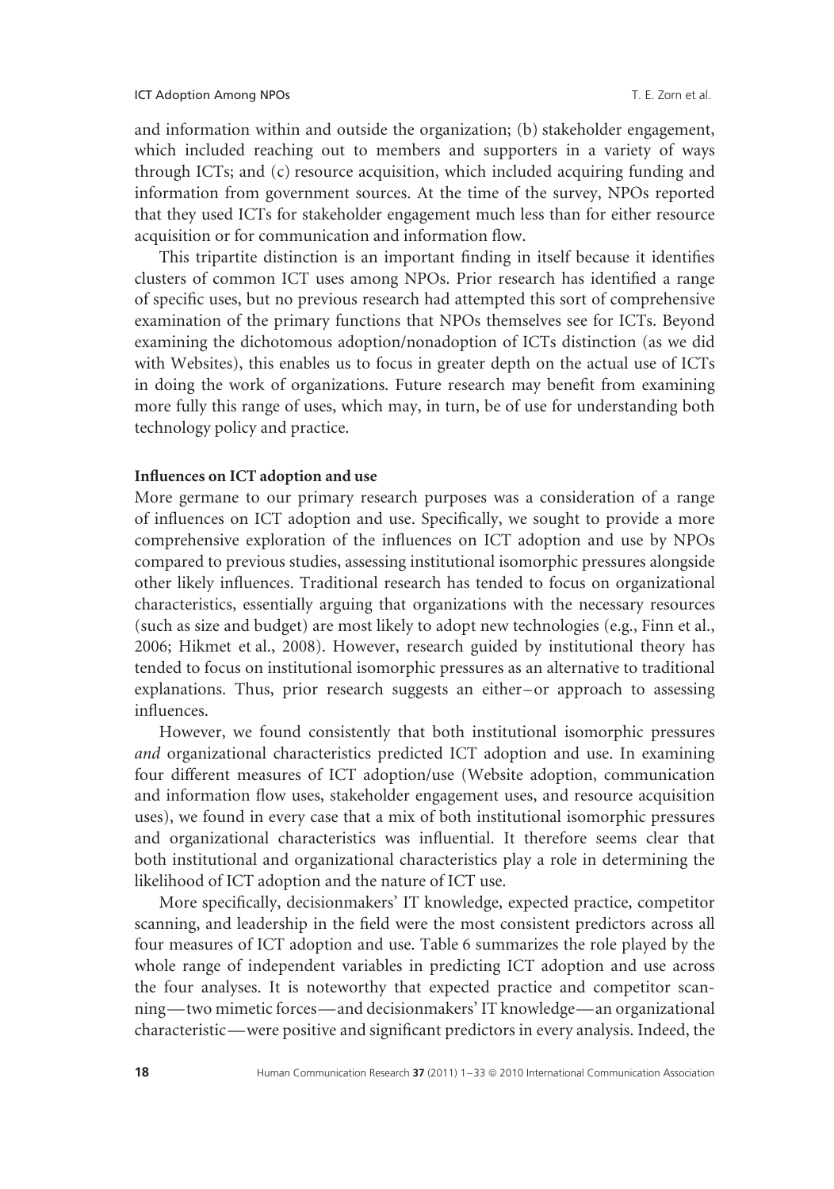and information within and outside the organization; (b) stakeholder engagement, which included reaching out to members and supporters in a variety of ways through ICTs; and (c) resource acquisition, which included acquiring funding and information from government sources. At the time of the survey, NPOs reported that they used ICTs for stakeholder engagement much less than for either resource acquisition or for communication and information flow.

This tripartite distinction is an important finding in itself because it identifies clusters of common ICT uses among NPOs. Prior research has identified a range of specific uses, but no previous research had attempted this sort of comprehensive examination of the primary functions that NPOs themselves see for ICTs. Beyond examining the dichotomous adoption/nonadoption of ICTs distinction (as we did with Websites), this enables us to focus in greater depth on the actual use of ICTs in doing the work of organizations. Future research may benefit from examining more fully this range of uses, which may, in turn, be of use for understanding both technology policy and practice.

**Influences on ICT adoption and use**

More germane to our primary research purposes was a consideration of a range of influences on ICT adoption and use. Specifically, we sought to provide a more comprehensive exploration of the influences on ICT adoption and use by NPOs compared to previous studies, assessing institutional isomorphic pressures alongside other likely influences. Traditional research has tended to focus on organizational characteristics, essentially arguing that organizations with the necessary resources (such as size and budget) are most likely to adopt new technologies (e.g., Finn et al., 2006; Hikmet et al., 2008). However, research guided by institutional theory has tended to focus on institutional isomorphic pressures as an alternative to traditional explanations. Thus, prior research suggests an either–or approach to assessing influences.

However, we found consistently that both institutional isomorphic pressures *and* organizational characteristics predicted ICT adoption and use. In examining four different measures of ICT adoption/use (Website adoption, communication and information flow uses, stakeholder engagement uses, and resource acquisition uses), we found in every case that a mix of both institutional isomorphic pressures and organizational characteristics was influential. It therefore seems clear that both institutional and organizational characteristics play a role in determining the likelihood of ICT adoption and the nature of ICT use.

More specifically, decisionmakers' IT knowledge, expected practice, competitor scanning, and leadership in the field were the most consistent predictors across all four measures of ICT adoption and use. Table 6 summarizes the role played by the whole range of independent variables in predicting ICT adoption and use across the four analyses. It is noteworthy that expected practice and competitor scanning—two mimetic forces—and decisionmakers' IT knowledge—an organizational characteristic—were positive and significant predictors in every analysis. Indeed, the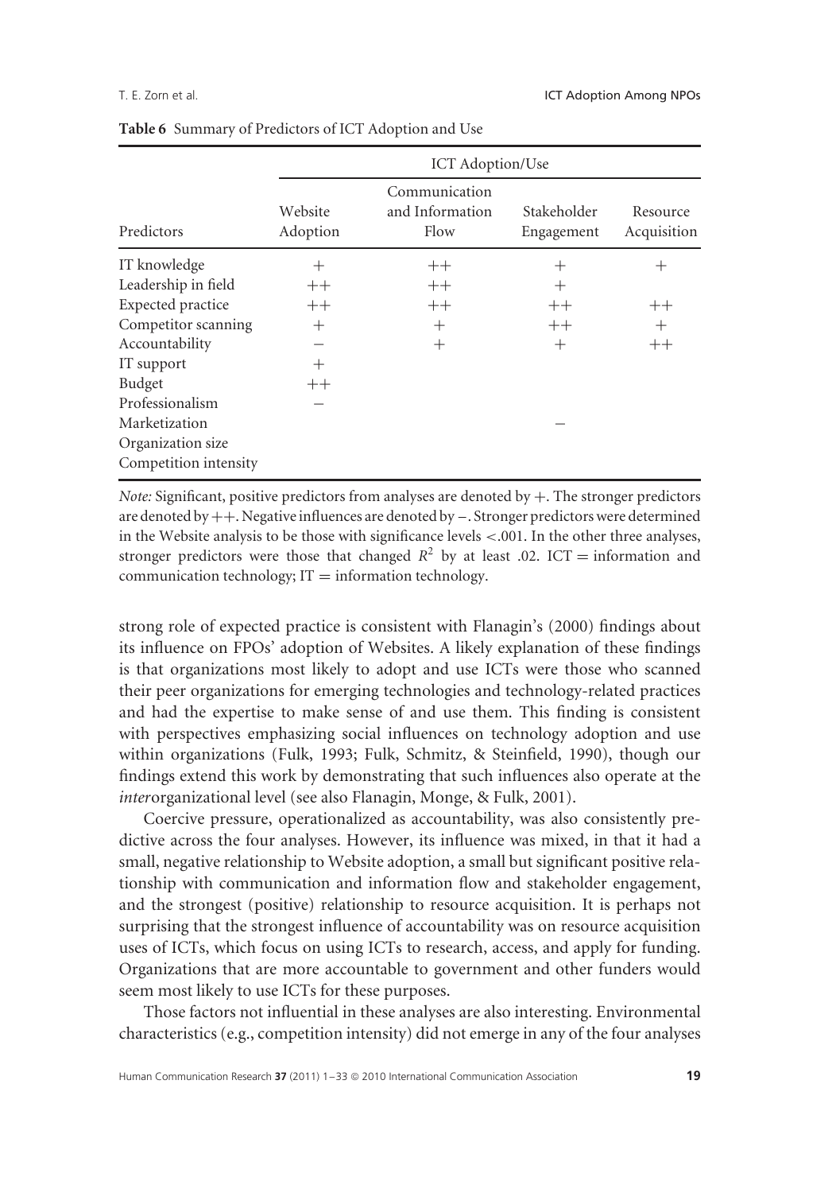**Table 6** Summary of Predictors of ICT Adoption and Use

| | ICT Adoption/Use | | | |
|---|---|---|---|---|
| Predictors | Website Adoption | Communication and Information Flow | Stakeholder Engagement | Resource Acquisition |
| IT knowledge | + | ++ | + | + |
| Leadership in field | ++ | ++ | + | |
| Expected practice | ++ | ++ | ++ | ++ |
| Competitor scanning | + | + | ++ | + |
| Accountability | − | + | + | ++ |
| IT support | + | | | |
| Budget | ++ | | | |
| Professionalism | − | | | |
| Marketization | | | − | |
| Organization size | | | | |
| Competition intensity | | | | |

*Note:* Significant, positive predictors from analyses are denoted by +. The stronger predictors are denoted by ++. Negative influences are denoted by −. Stronger predictors were determined in the Website analysis to be those with significance levels <.001. In the other three analyses, stronger predictors were those that changed $R^2$ by at least .02. ICT = information and communication technology; IT = information technology.

strong role of expected practice is consistent with Flanagin's (2000) findings about its influence on FPOs' adoption of Websites. A likely explanation of these findings is that organizations most likely to adopt and use ICTs were those who scanned their peer organizations for emerging technologies and technology-related practices and had the expertise to make sense of and use them. This finding is consistent with perspectives emphasizing social influences on technology adoption and use within organizations (Fulk, 1993; Fulk, Schmitz, & Steinfield, 1990), though our findings extend this work by demonstrating that such influences also operate at the *inter*organizational level (see also Flanagin, Monge, & Fulk, 2001).

Coercive pressure, operationalized as accountability, was also consistently predictive across the four analyses. However, its influence was mixed, in that it had a small, negative relationship to Website adoption, a small but significant positive relationship with communication and information flow and stakeholder engagement, and the strongest (positive) relationship to resource acquisition. It is perhaps not surprising that the strongest influence of accountability was on resource acquisition uses of ICTs, which focus on using ICTs to research, access, and apply for funding. Organizations that are more accountable to government and other funders would seem most likely to use ICTs for these purposes.

Those factors not influential in these analyses are also interesting. Environmental characteristics (e.g., competition intensity) did not emerge in any of the four analyses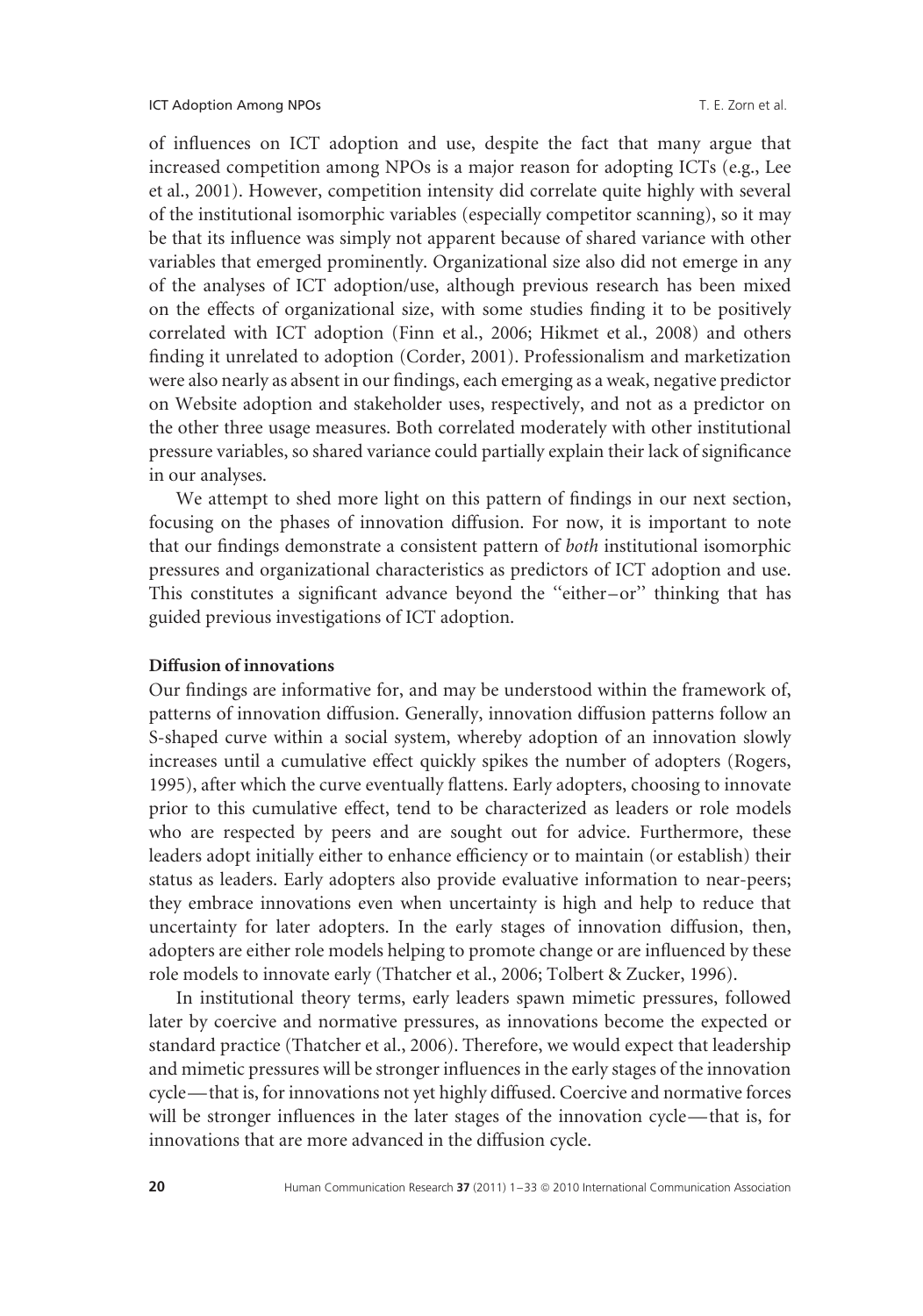of influences on ICT adoption and use, despite the fact that many argue that increased competition among NPOs is a major reason for adopting ICTs (e.g., Lee et al., 2001). However, competition intensity did correlate quite highly with several of the institutional isomorphic variables (especially competitor scanning), so it may be that its influence was simply not apparent because of shared variance with other variables that emerged prominently. Organizational size also did not emerge in any of the analyses of ICT adoption/use, although previous research has been mixed on the effects of organizational size, with some studies finding it to be positively correlated with ICT adoption (Finn et al., 2006; Hikmet et al., 2008) and others finding it unrelated to adoption (Corder, 2001). Professionalism and marketization were also nearly as absent in our findings, each emerging as a weak, negative predictor on Website adoption and stakeholder uses, respectively, and not as a predictor on the other three usage measures. Both correlated moderately with other institutional pressure variables, so shared variance could partially explain their lack of significance in our analyses.

We attempt to shed more light on this pattern of findings in our next section, focusing on the phases of innovation diffusion. For now, it is important to note that our findings demonstrate a consistent pattern of *both* institutional isomorphic pressures and organizational characteristics as predictors of ICT adoption and use. This constitutes a significant advance beyond the "either–or" thinking that has guided previous investigations of ICT adoption.

**Diffusion of innovations**

Our findings are informative for, and may be understood within the framework of, patterns of innovation diffusion. Generally, innovation diffusion patterns follow an S-shaped curve within a social system, whereby adoption of an innovation slowly increases until a cumulative effect quickly spikes the number of adopters (Rogers, 1995), after which the curve eventually flattens. Early adopters, choosing to innovate prior to this cumulative effect, tend to be characterized as leaders or role models who are respected by peers and are sought out for advice. Furthermore, these leaders adopt initially either to enhance efficiency or to maintain (or establish) their status as leaders. Early adopters also provide evaluative information to near-peers; they embrace innovations even when uncertainty is high and help to reduce that uncertainty for later adopters. In the early stages of innovation diffusion, then, adopters are either role models helping to promote change or are influenced by these role models to innovate early (Thatcher et al., 2006; Tolbert & Zucker, 1996).

In institutional theory terms, early leaders spawn mimetic pressures, followed later by coercive and normative pressures, as innovations become the expected or standard practice (Thatcher et al., 2006). Therefore, we would expect that leadership and mimetic pressures will be stronger influences in the early stages of the innovation cycle—that is, for innovations not yet highly diffused. Coercive and normative forces will be stronger influences in the later stages of the innovation cycle—that is, for innovations that are more advanced in the diffusion cycle.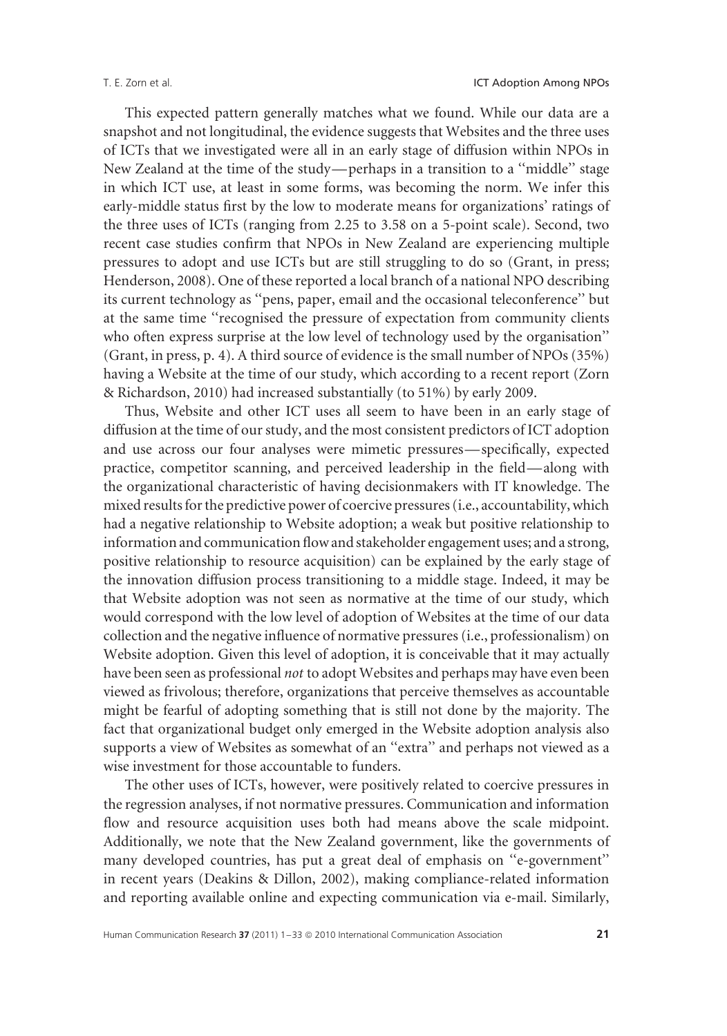This expected pattern generally matches what we found. While our data are a snapshot and not longitudinal, the evidence suggests that Websites and the three uses of ICTs that we investigated were all in an early stage of diffusion within NPOs in New Zealand at the time of the study—perhaps in a transition to a ''middle'' stage in which ICT use, at least in some forms, was becoming the norm. We infer this early-middle status first by the low to moderate means for organizations' ratings of the three uses of ICTs (ranging from 2.25 to 3.58 on a 5-point scale). Second, two recent case studies confirm that NPOs in New Zealand are experiencing multiple pressures to adopt and use ICTs but are still struggling to do so (Grant, in press; Henderson, 2008). One of these reported a local branch of a national NPO describing its current technology as ''pens, paper, email and the occasional teleconference'' but at the same time ''recognised the pressure of expectation from community clients who often express surprise at the low level of technology used by the organisation'' (Grant, in press, p. 4). A third source of evidence is the small number of NPOs (35%) having a Website at the time of our study, which according to a recent report (Zorn & Richardson, 2010) had increased substantially (to 51%) by early 2009.

Thus, Website and other ICT uses all seem to have been in an early stage of diffusion at the time of our study, and the most consistent predictors of ICT adoption and use across our four analyses were mimetic pressures—specifically, expected practice, competitor scanning, and perceived leadership in the field—along with the organizational characteristic of having decisionmakers with IT knowledge. The mixed results for the predictive power of coercive pressures (i.e., accountability, which had a negative relationship to Website adoption; a weak but positive relationship to information and communication flow and stakeholder engagement uses; and a strong, positive relationship to resource acquisition) can be explained by the early stage of the innovation diffusion process transitioning to a middle stage. Indeed, it may be that Website adoption was not seen as normative at the time of our study, which would correspond with the low level of adoption of Websites at the time of our data collection and the negative influence of normative pressures (i.e., professionalism) on Website adoption. Given this level of adoption, it is conceivable that it may actually have been seen as professional *not* to adopt Websites and perhaps may have even been viewed as frivolous; therefore, organizations that perceive themselves as accountable might be fearful of adopting something that is still not done by the majority. The fact that organizational budget only emerged in the Website adoption analysis also supports a view of Websites as somewhat of an ''extra'' and perhaps not viewed as a wise investment for those accountable to funders.

The other uses of ICTs, however, were positively related to coercive pressures in the regression analyses, if not normative pressures. Communication and information flow and resource acquisition uses both had means above the scale midpoint. Additionally, we note that the New Zealand government, like the governments of many developed countries, has put a great deal of emphasis on ''e-government'' in recent years (Deakins & Dillon, 2002), making compliance-related information and reporting available online and expecting communication via e-mail. Similarly,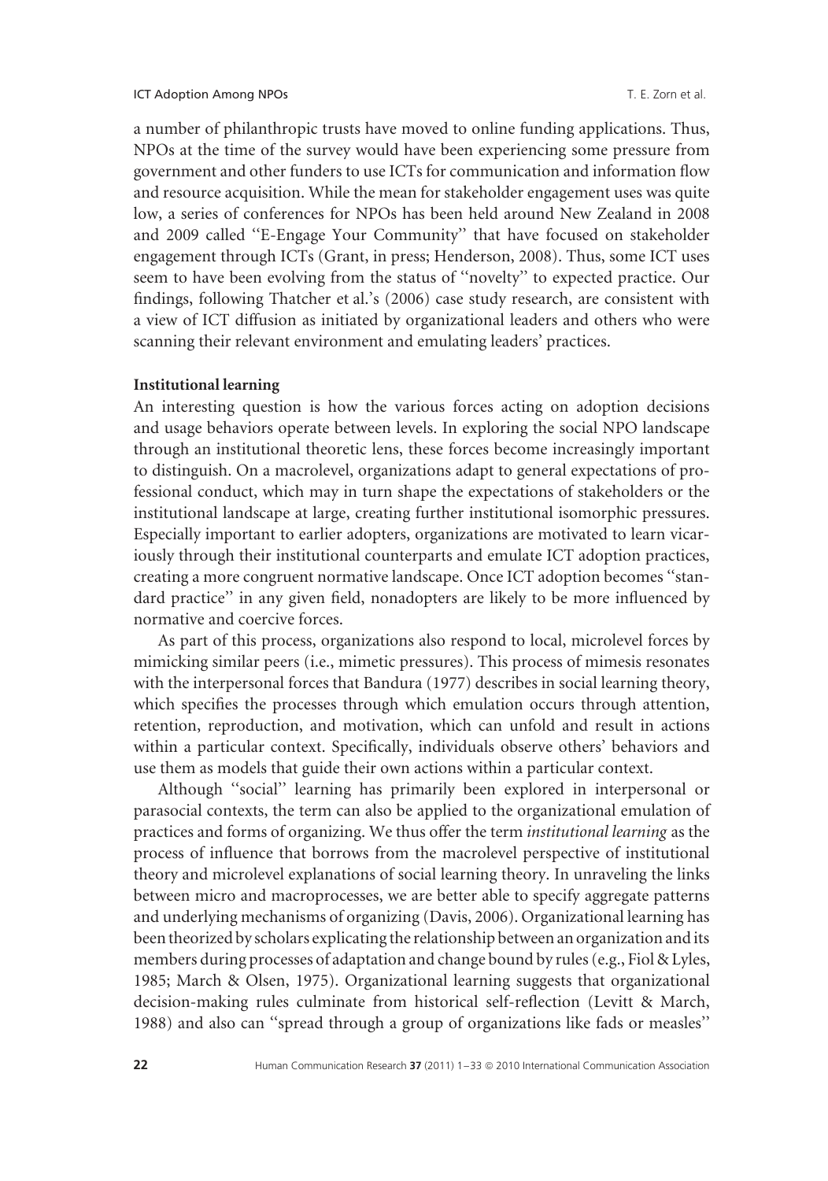a number of philanthropic trusts have moved to online funding applications. Thus, NPOs at the time of the survey would have been experiencing some pressure from government and other funders to use ICTs for communication and information flow and resource acquisition. While the mean for stakeholder engagement uses was quite low, a series of conferences for NPOs has been held around New Zealand in 2008 and 2009 called ''E-Engage Your Community'' that have focused on stakeholder engagement through ICTs (Grant, in press; Henderson, 2008). Thus, some ICT uses seem to have been evolving from the status of ''novelty'' to expected practice. Our findings, following Thatcher et al.'s (2006) case study research, are consistent with a view of ICT diffusion as initiated by organizational leaders and others who were scanning their relevant environment and emulating leaders' practices.

**Institutional learning**

An interesting question is how the various forces acting on adoption decisions and usage behaviors operate between levels. In exploring the social NPO landscape through an institutional theoretic lens, these forces become increasingly important to distinguish. On a macrolevel, organizations adapt to general expectations of professional conduct, which may in turn shape the expectations of stakeholders or the institutional landscape at large, creating further institutional isomorphic pressures. Especially important to earlier adopters, organizations are motivated to learn vicariously through their institutional counterparts and emulate ICT adoption practices, creating a more congruent normative landscape. Once ICT adoption becomes ''standard practice'' in any given field, nonadopters are likely to be more influenced by normative and coercive forces.

As part of this process, organizations also respond to local, microlevel forces by mimicking similar peers (i.e., mimetic pressures). This process of mimesis resonates with the interpersonal forces that Bandura (1977) describes in social learning theory, which specifies the processes through which emulation occurs through attention, retention, reproduction, and motivation, which can unfold and result in actions within a particular context. Specifically, individuals observe others' behaviors and use them as models that guide their own actions within a particular context.

Although ''social'' learning has primarily been explored in interpersonal or parasocial contexts, the term can also be applied to the organizational emulation of practices and forms of organizing. We thus offer the term *institutional learning* as the process of influence that borrows from the macrolevel perspective of institutional theory and microlevel explanations of social learning theory. In unraveling the links between micro and macroprocesses, we are better able to specify aggregate patterns and underlying mechanisms of organizing (Davis, 2006). Organizational learning has been theorized by scholars explicating the relationship between an organization and its members during processes of adaptation and change bound by rules (e.g., Fiol & Lyles, 1985; March & Olsen, 1975). Organizational learning suggests that organizational decision-making rules culminate from historical self-reflection (Levitt & March, 1988) and also can ''spread through a group of organizations like fads or measles''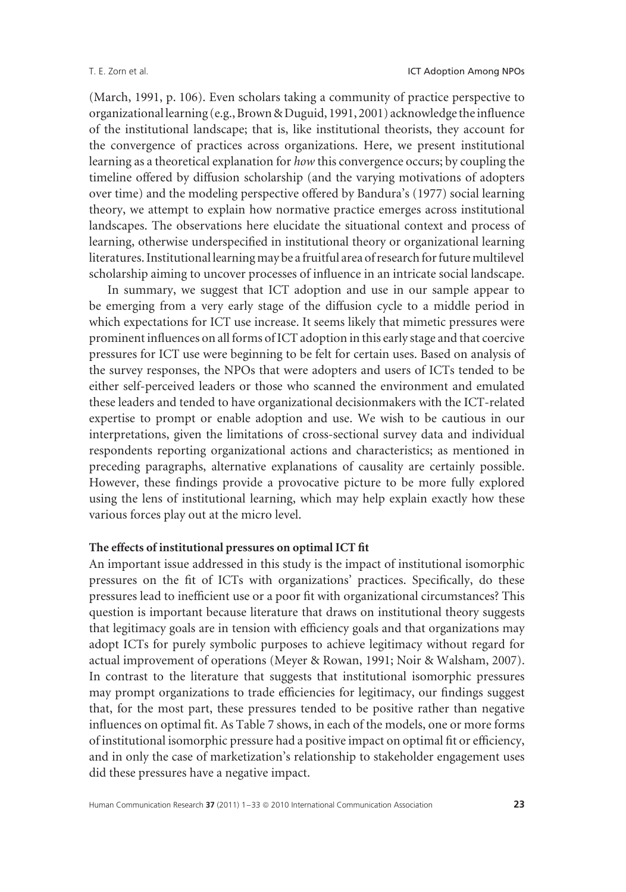(March, 1991, p. 106). Even scholars taking a community of practice perspective to organizational learning (e.g., Brown & Duguid, 1991, 2001) acknowledge the influence of the institutional landscape; that is, like institutional theorists, they account for the convergence of practices across organizations. Here, we present institutional learning as a theoretical explanation for *how* this convergence occurs; by coupling the timeline offered by diffusion scholarship (and the varying motivations of adopters over time) and the modeling perspective offered by Bandura's (1977) social learning theory, we attempt to explain how normative practice emerges across institutional landscapes. The observations here elucidate the situational context and process of learning, otherwise underspecified in institutional theory or organizational learning literatures. Institutional learning may be a fruitful area of research for future multilevel scholarship aiming to uncover processes of influence in an intricate social landscape.

In summary, we suggest that ICT adoption and use in our sample appear to be emerging from a very early stage of the diffusion cycle to a middle period in which expectations for ICT use increase. It seems likely that mimetic pressures were prominent influences on all forms of ICT adoption in this early stage and that coercive pressures for ICT use were beginning to be felt for certain uses. Based on analysis of the survey responses, the NPOs that were adopters and users of ICTs tended to be either self-perceived leaders or those who scanned the environment and emulated these leaders and tended to have organizational decisionmakers with the ICT-related expertise to prompt or enable adoption and use. We wish to be cautious in our interpretations, given the limitations of cross-sectional survey data and individual respondents reporting organizational actions and characteristics; as mentioned in preceding paragraphs, alternative explanations of causality are certainly possible. However, these findings provide a provocative picture to be more fully explored using the lens of institutional learning, which may help explain exactly how these various forces play out at the micro level.

### The effects of institutional pressures on optimal ICT fit

An important issue addressed in this study is the impact of institutional isomorphic pressures on the fit of ICTs with organizations' practices. Specifically, do these pressures lead to inefficient use or a poor fit with organizational circumstances? This question is important because literature that draws on institutional theory suggests that legitimacy goals are in tension with efficiency goals and that organizations may adopt ICTs for purely symbolic purposes to achieve legitimacy without regard for actual improvement of operations (Meyer & Rowan, 1991; Noir & Walsham, 2007). In contrast to the literature that suggests that institutional isomorphic pressures may prompt organizations to trade efficiencies for legitimacy, our findings suggest that, for the most part, these pressures tended to be positive rather than negative influences on optimal fit. As Table 7 shows, in each of the models, one or more forms of institutional isomorphic pressure had a positive impact on optimal fit or efficiency, and in only the case of marketization's relationship to stakeholder engagement uses did these pressures have a negative impact.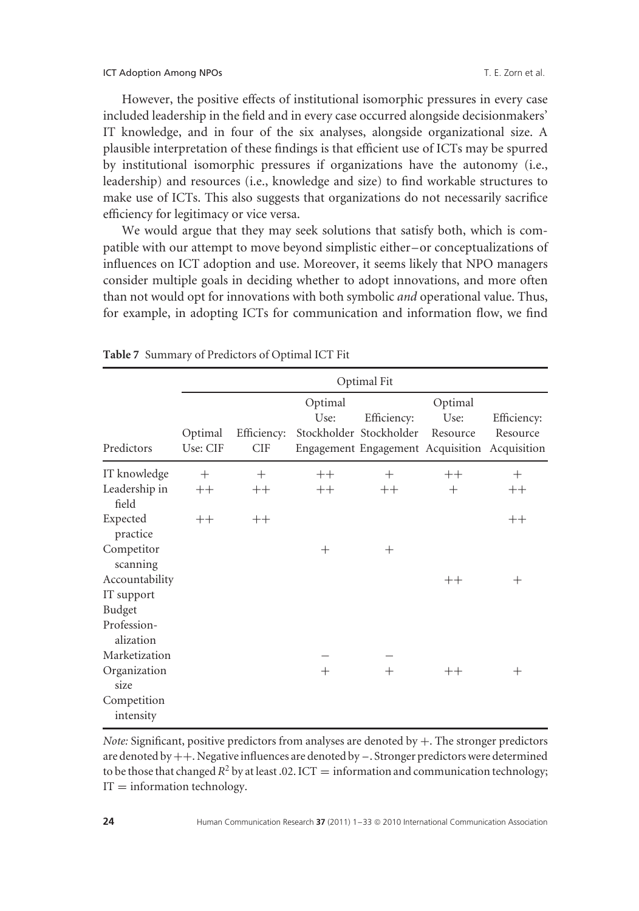However, the positive effects of institutional isomorphic pressures in every case included leadership in the field and in every case occurred alongside decisionmakers' IT knowledge, and in four of the six analyses, alongside organizational size. A plausible interpretation of these findings is that efficient use of ICTs may be spurred by institutional isomorphic pressures if organizations have the autonomy (i.e., leadership) and resources (i.e., knowledge and size) to find workable structures to make use of ICTs. This also suggests that organizations do not necessarily sacrifice efficiency for legitimacy or vice versa.

We would argue that they may seek solutions that satisfy both, which is compatible with our attempt to move beyond simplistic either–or conceptualizations of influences on ICT adoption and use. Moreover, it seems likely that NPO managers consider multiple goals in deciding whether to adopt innovations, and more often than not would opt for innovations with both symbolic *and* operational value. Thus, for example, in adopting ICTs for communication and information flow, we find

**Table 7** Summary of Predictors of Optimal ICT Fit

| | Optimal Fit | | | | | |
|---|---|---|---|---|---|---|
| Predictors | Optimal Use: CIF | Efficiency: CIF | Optimal Use: Stockholder Engagement | Efficiency: Stockholder Engagement | Optimal Use: Resource Acquisition | Efficiency: Resource Acquisition |
| IT knowledge | + | + | ++ | + | ++ | + |
| Leadership in field | ++ | ++ | ++ | ++ | + | ++ |
| Expected practice | ++ | ++ | | | | ++ |
| Competitor scanning | | | + | + | | |
| Accountability | | | | | ++ | + |
| IT support | | | | | | |
| Budget | | | | | | |
| Professionalization | | | | | | |
| Marketization | | | − | − | | |
| Organization size | | | + | + | ++ | + |
| Competition intensity | | | | | | |

*Note:* Significant, positive predictors from analyses are denoted by +. The stronger predictors are denoted by ++. Negative influences are denoted by −. Stronger predictors were determined to be those that changed $R^2$ by at least .02. ICT = information and communication technology; IT = information technology.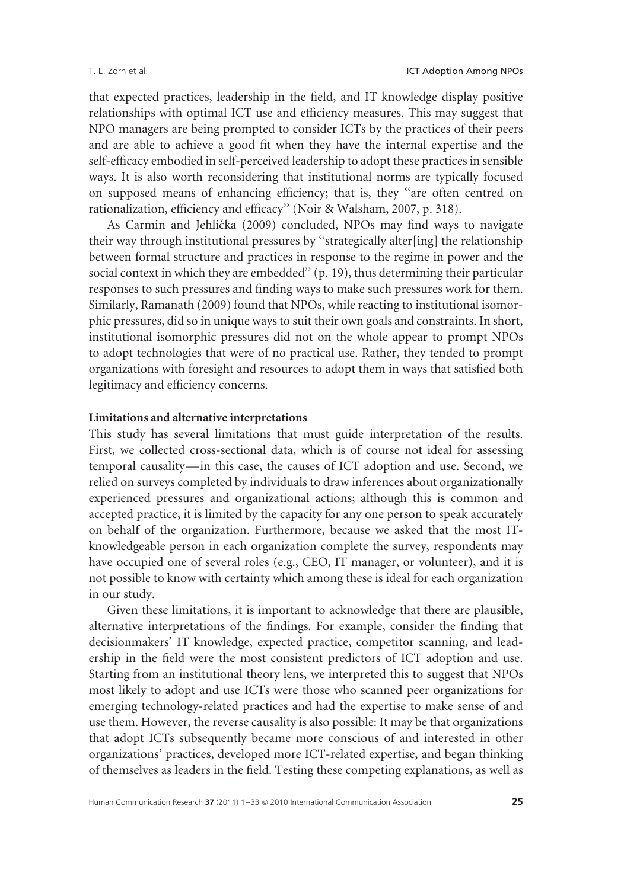that expected practices, leadership in the field, and IT knowledge display positive relationships with optimal ICT use and efficiency measures. This may suggest that NPO managers are being prompted to consider ICTs by the practices of their peers and are able to achieve a good fit when they have the internal expertise and the self-efficacy embodied in self-perceived leadership to adopt these practices in sensible ways. It is also worth reconsidering that institutional norms are typically focused on supposed means of enhancing efficiency; that is, they ''are often centred on rationalization, efficiency and efficacy'' (Noir & Walsham, 2007, p. 318).

As Carmin and Jehlička (2009) concluded, NPOs may find ways to navigate their way through institutional pressures by ''strategically alter[ing] the relationship between formal structure and practices in response to the regime in power and the social context in which they are embedded'' (p. 19), thus determining their particular responses to such pressures and finding ways to make such pressures work for them. Similarly, Ramanath (2009) found that NPOs, while reacting to institutional isomorphic pressures, did so in unique ways to suit their own goals and constraints. In short, institutional isomorphic pressures did not on the whole appear to prompt NPOs to adopt technologies that were of no practical use. Rather, they tended to prompt organizations with foresight and resources to adopt them in ways that satisfied both legitimacy and efficiency concerns.

**Limitations and alternative interpretations**

This study has several limitations that must guide interpretation of the results. First, we collected cross-sectional data, which is of course not ideal for assessing temporal causality—in this case, the causes of ICT adoption and use. Second, we relied on surveys completed by individuals to draw inferences about organizationally experienced pressures and organizational actions; although this is common and accepted practice, it is limited by the capacity for any one person to speak accurately on behalf of the organization. Furthermore, because we asked that the most IT-knowledgeable person in each organization complete the survey, respondents may have occupied one of several roles (e.g., CEO, IT manager, or volunteer), and it is not possible to know with certainty which among these is ideal for each organization in our study.

Given these limitations, it is important to acknowledge that there are plausible, alternative interpretations of the findings. For example, consider the finding that decisionmakers' IT knowledge, expected practice, competitor scanning, and leadership in the field were the most consistent predictors of ICT adoption and use. Starting from an institutional theory lens, we interpreted this to suggest that NPOs most likely to adopt and use ICTs were those who scanned peer organizations for emerging technology-related practices and had the expertise to make sense of and use them. However, the reverse causality is also possible: It may be that organizations that adopt ICTs subsequently became more conscious of and interested in other organizations' practices, developed more ICT-related expertise, and began thinking of themselves as leaders in the field. Testing these competing explanations, as well as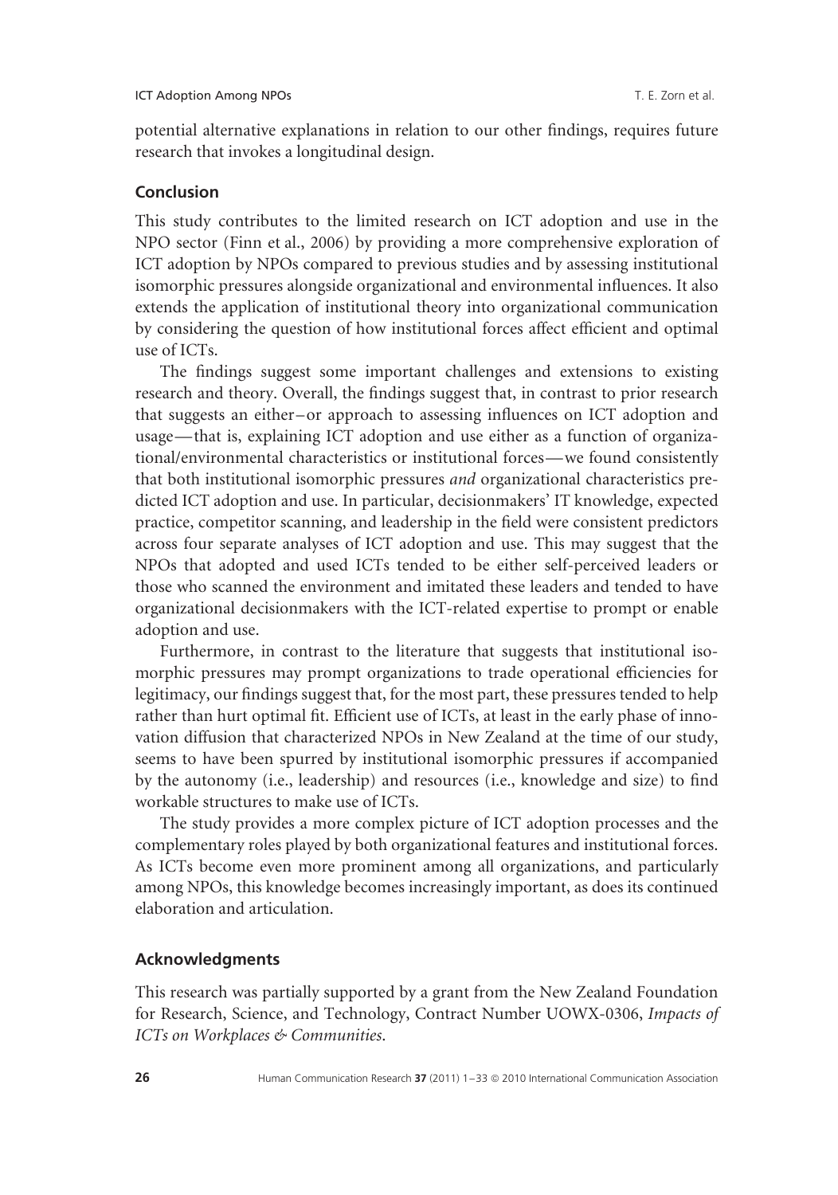potential alternative explanations in relation to our other findings, requires future research that invokes a longitudinal design.

## Conclusion

This study contributes to the limited research on ICT adoption and use in the NPO sector (Finn et al., 2006) by providing a more comprehensive exploration of ICT adoption by NPOs compared to previous studies and by assessing institutional isomorphic pressures alongside organizational and environmental influences. It also extends the application of institutional theory into organizational communication by considering the question of how institutional forces affect efficient and optimal use of ICTs.

The findings suggest some important challenges and extensions to existing research and theory. Overall, the findings suggest that, in contrast to prior research that suggests an either–or approach to assessing influences on ICT adoption and usage—that is, explaining ICT adoption and use either as a function of organizational/environmental characteristics or institutional forces—we found consistently that both institutional isomorphic pressures *and* organizational characteristics predicted ICT adoption and use. In particular, decisionmakers' IT knowledge, expected practice, competitor scanning, and leadership in the field were consistent predictors across four separate analyses of ICT adoption and use. This may suggest that the NPOs that adopted and used ICTs tended to be either self-perceived leaders or those who scanned the environment and imitated these leaders and tended to have organizational decisionmakers with the ICT-related expertise to prompt or enable adoption and use.

Furthermore, in contrast to the literature that suggests that institutional isomorphic pressures may prompt organizations to trade operational efficiencies for legitimacy, our findings suggest that, for the most part, these pressures tended to help rather than hurt optimal fit. Efficient use of ICTs, at least in the early phase of innovation diffusion that characterized NPOs in New Zealand at the time of our study, seems to have been spurred by institutional isomorphic pressures if accompanied by the autonomy (i.e., leadership) and resources (i.e., knowledge and size) to find workable structures to make use of ICTs.

The study provides a more complex picture of ICT adoption processes and the complementary roles played by both organizational features and institutional forces. As ICTs become even more prominent among all organizations, and particularly among NPOs, this knowledge becomes increasingly important, as does its continued elaboration and articulation.

## Acknowledgments

This research was partially supported by a grant from the New Zealand Foundation for Research, Science, and Technology, Contract Number UOWX-0306, *Impacts of ICTs on Workplaces & Communities*.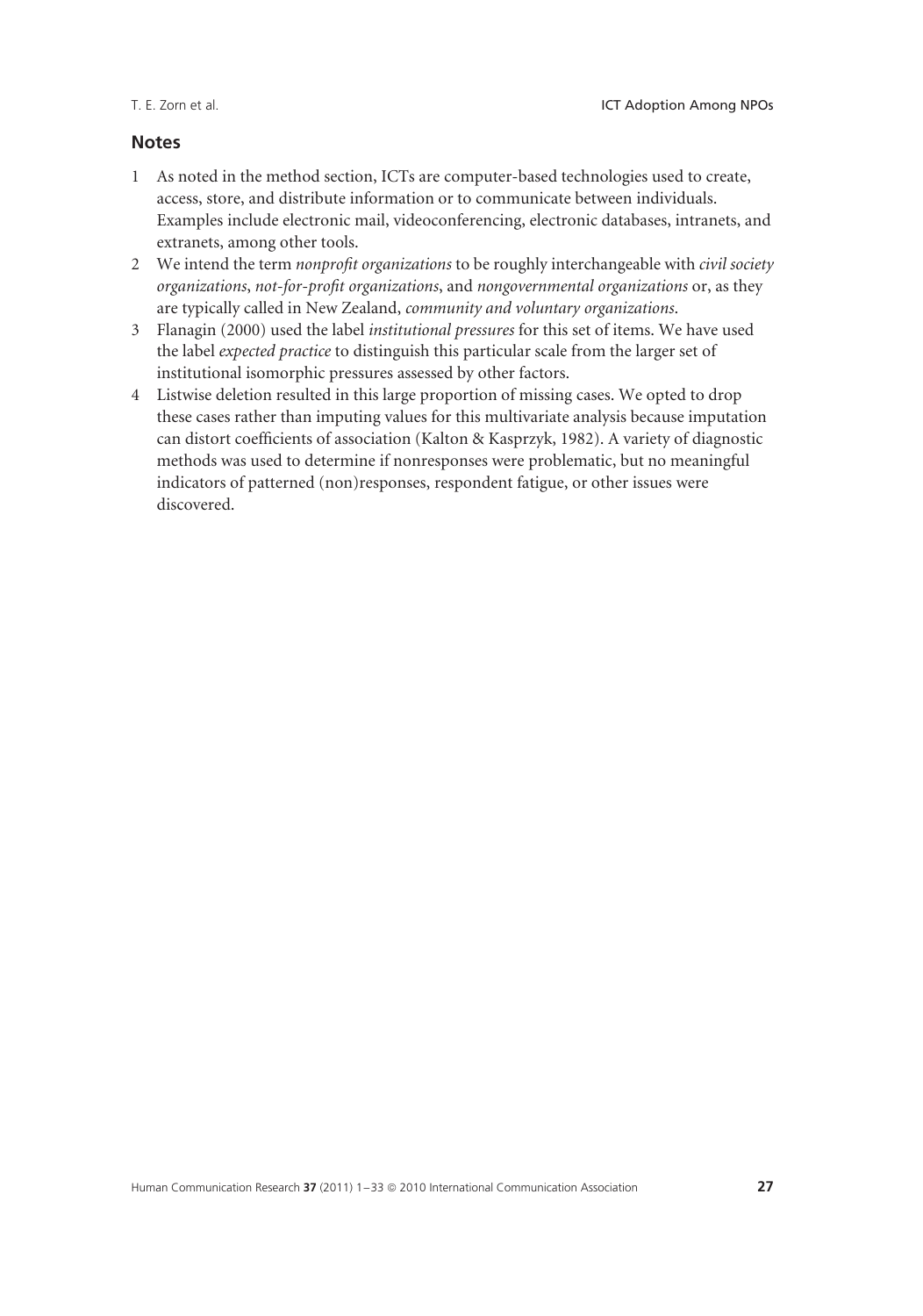## Notes

1. As noted in the method section, ICTs are computer-based technologies used to create, access, store, and distribute information or to communicate between individuals. Examples include electronic mail, videoconferencing, electronic databases, intranets, and extranets, among other tools.
2. We intend the term *nonprofit organizations* to be roughly interchangeable with *civil society organizations*, *not-for-profit organizations*, and *nongovernmental organizations* or, as they are typically called in New Zealand, *community and voluntary organizations*.
3. Flanagin (2000) used the label *institutional pressures* for this set of items. We have used the label *expected practice* to distinguish this particular scale from the larger set of institutional isomorphic pressures assessed by other factors.
4. Listwise deletion resulted in this large proportion of missing cases. We opted to drop these cases rather than imputing values for this multivariate analysis because imputation can distort coefficients of association (Kalton & Kasprzyk, 1982). A variety of diagnostic methods was used to determine if nonresponses were problematic, but no meaningful indicators of patterned (non)responses, respondent fatigue, or other issues were discovered.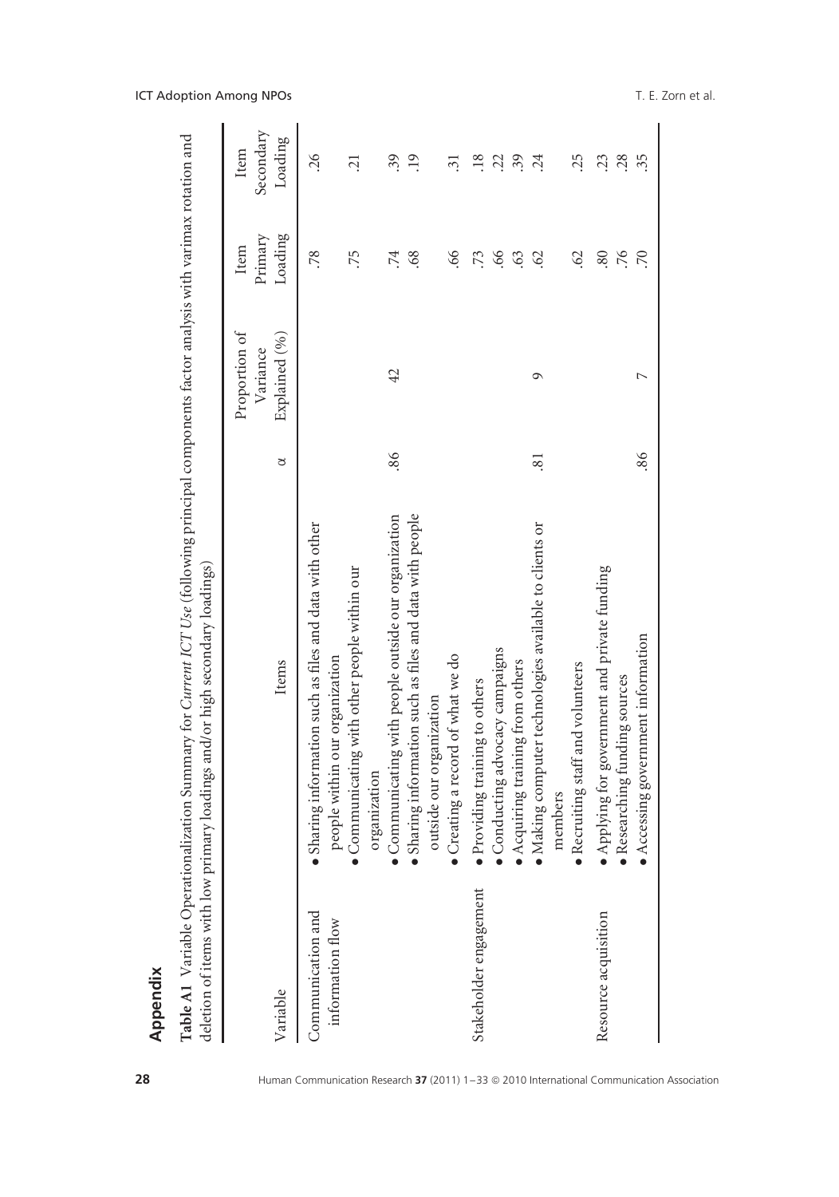## Appendix

**Table A1** Variable Operationalization Summary for *Current ICT Use* (following principal components factor analysis with varimax rotation and deletion of items with low primary loadings and/or high secondary loadings)

| Variable | Items | α | Proportion of Variance Explained (%) | Item Primary Loading | Item Secondary Loading |
|---|---|---|---|---|---|
| Communication and information flow | • Sharing information such as files and data with other people within our organization | | | .78 | .26 |
| | • Communicating with other people within our organization | | | .75 | .21 |
| | • Communicating with people outside our organization | .86 | 42 | .74 | .39 |
| | • Sharing information such as files and data with people outside our organization | | | .68 | .19 |
| | • Creating a record of what we do | | | .66 | .31 |
| Stakeholder engagement | • Providing training to others | | | .73 | .18 |
| | • Conducting advocacy campaigns | | | .66 | .22 |
| | • Acquiring training from others | | | .63 | .39 |
| | • Making computer technologies available to clients or members | .81 | 9 | .62 | .24 |
| | • Recruiting staff and volunteers | | | .62 | .25 |
| Resource acquisition | • Applying for government and private funding | | | .80 | .23 |
| | • Researching funding sources | | | .76 | .28 |
| | • Accessing government information | .86 | 7 | .70 | .35 |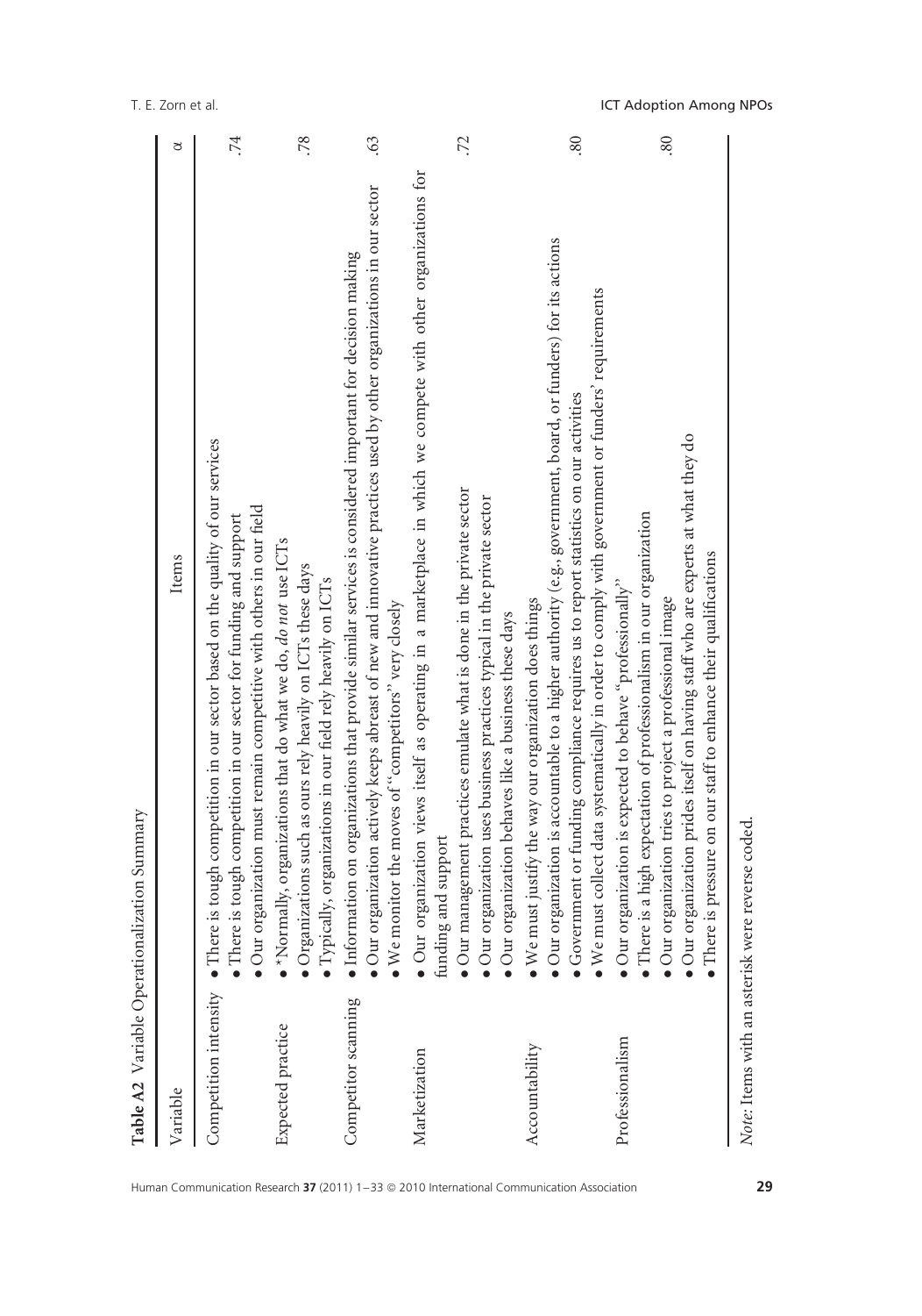**Table A2** Variable Operationalization Summary

| Variable | Items | α |
|---|---|---|
| Competition intensity | • There is tough competition in our sector based on the quality of our services<br>• There is tough competition in our sector for funding and support<br>• Our organization must remain competitive with others in our field | .74 |
| Expected practice | • *Normally, organizations that do what we do, *do not* use ICTs<br>• Organizations such as ours rely heavily on ICTs these days<br>• Typically, organizations in our field rely heavily on ICTs | .78 |
| Competitor scanning | • Information on organizations that provide similar services is considered important for decision making<br>• Our organization actively keeps abreast of new and innovative practices used by other organizations in our sector<br>• We monitor the moves of "competitors" very closely | .63 |
| Marketization | • Our organization views itself as operating in a marketplace in which we compete with other organizations for funding and support<br>• Our management practices emulate what is done in the private sector<br>• Our organization uses business practices typical in the private sector<br>• Our organization behaves like a business these days | .72 |
| Accountability | • We must justify the way our organization does things<br>• Our organization is accountable to a higher authority (e.g., government, board, or funders) for its actions<br>• Government or funding compliance requires us to report statistics on our activities<br>• We must collect data systematically in order to comply with government or funders' requirements | .80 |
| Professionalism | • Our organization is expected to behave "professionally"<br>• There is a high expectation of professionalism in our organization<br>• Our organization tries to project a professional image<br>• Our organization prides itself on having staff who are experts at what they do<br>• There is pressure on our staff to enhance their qualifications | .80 |

*Note:* Items with an asterisk were reverse coded.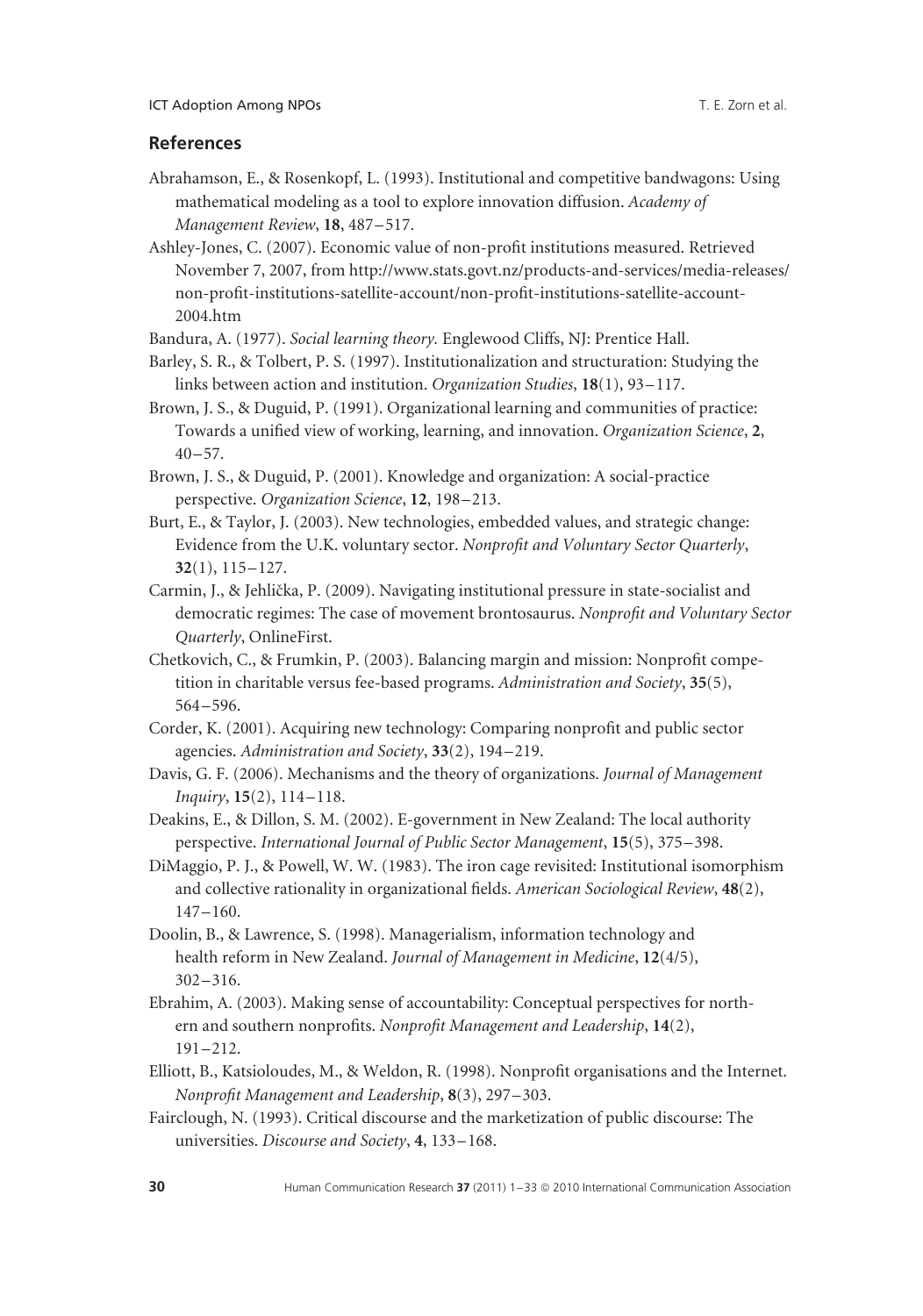## References

Abrahamson, E., & Rosenkopf, L. (1993). Institutional and competitive bandwagons: Using mathematical modeling as a tool to explore innovation diffusion. *Academy of Management Review*, **18**, 487–517.

Ashley-Jones, C. (2007). Economic value of non-profit institutions measured. Retrieved November 7, 2007, from http://www.stats.govt.nz/products-and-services/media-releases/non-profit-institutions-satellite-account/non-profit-institutions-satellite-account-2004.htm

Bandura, A. (1977). *Social learning theory.* Englewood Cliffs, NJ: Prentice Hall.

Barley, S. R., & Tolbert, P. S. (1997). Institutionalization and structuration: Studying the links between action and institution. *Organization Studies*, **18**(1), 93–117.

Brown, J. S., & Duguid, P. (1991). Organizational learning and communities of practice: Towards a unified view of working, learning, and innovation. *Organization Science*, **2**, 40–57.

Brown, J. S., & Duguid, P. (2001). Knowledge and organization: A social-practice perspective. *Organization Science*, **12**, 198–213.

Burt, E., & Taylor, J. (2003). New technologies, embedded values, and strategic change: Evidence from the U.K. voluntary sector. *Nonprofit and Voluntary Sector Quarterly*, **32**(1), 115–127.

Carmin, J., & Jehlička, P. (2009). Navigating institutional pressure in state-socialist and democratic regimes: The case of movement brontosaurus. *Nonprofit and Voluntary Sector Quarterly*, OnlineFirst.

Chetkovich, C., & Frumkin, P. (2003). Balancing margin and mission: Nonprofit competition in charitable versus fee-based programs. *Administration and Society*, **35**(5), 564–596.

Corder, K. (2001). Acquiring new technology: Comparing nonprofit and public sector agencies. *Administration and Society*, **33**(2), 194–219.

Davis, G. F. (2006). Mechanisms and the theory of organizations. *Journal of Management Inquiry*, **15**(2), 114–118.

Deakins, E., & Dillon, S. M. (2002). E-government in New Zealand: The local authority perspective. *International Journal of Public Sector Management*, **15**(5), 375–398.

DiMaggio, P. J., & Powell, W. W. (1983). The iron cage revisited: Institutional isomorphism and collective rationality in organizational fields. *American Sociological Review*, **48**(2), 147–160.

Doolin, B., & Lawrence, S. (1998). Managerialism, information technology and health reform in New Zealand. *Journal of Management in Medicine*, **12**(4/5), 302–316.

Ebrahim, A. (2003). Making sense of accountability: Conceptual perspectives for northern and southern nonprofits. *Nonprofit Management and Leadership*, **14**(2), 191–212.

Elliott, B., Katsioloudes, M., & Weldon, R. (1998). Nonprofit organisations and the Internet. *Nonprofit Management and Leadership*, **8**(3), 297–303.

Fairclough, N. (1993). Critical discourse and the marketization of public discourse: The universities. *Discourse and Society*, **4**, 133–168.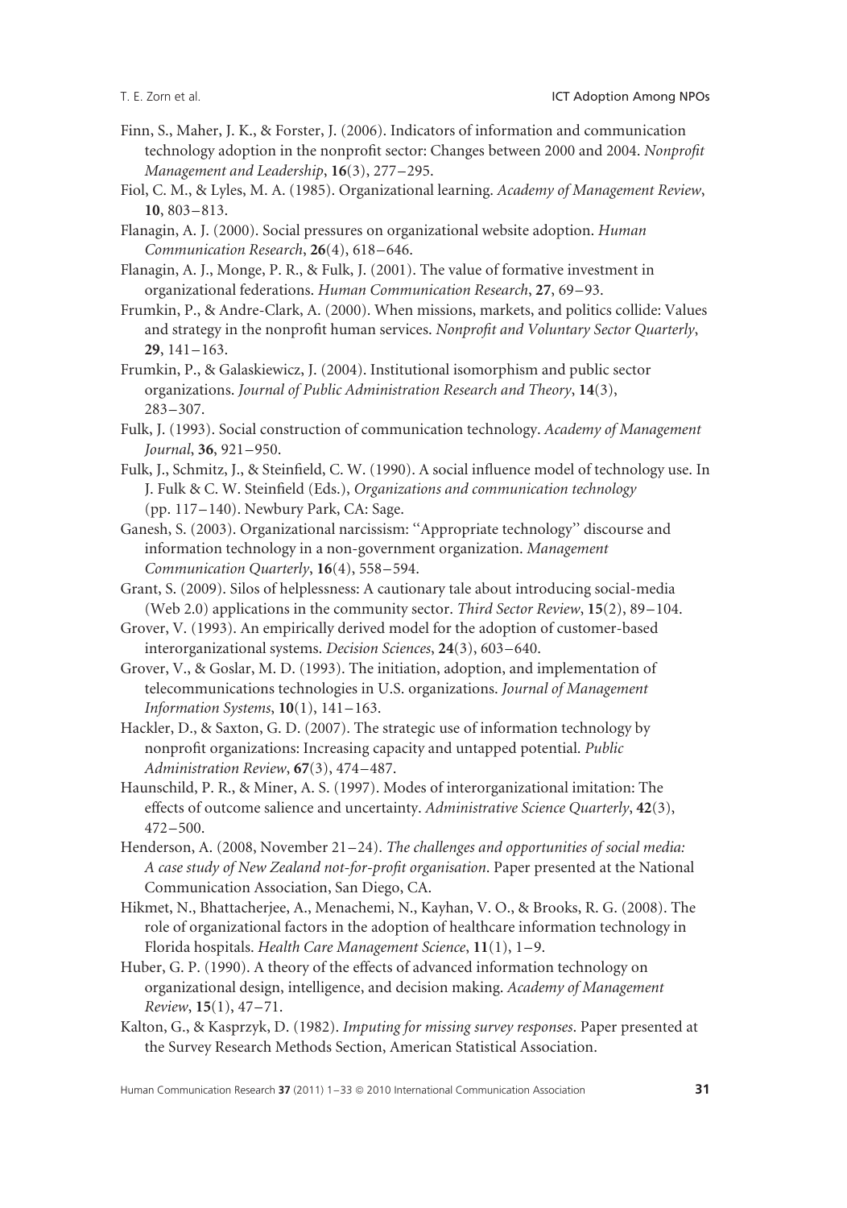Finn, S., Maher, J. K., & Forster, J. (2006). Indicators of information and communication technology adoption in the nonprofit sector: Changes between 2000 and 2004. *Nonprofit Management and Leadership*, **16**(3), 277–295.

Fiol, C. M., & Lyles, M. A. (1985). Organizational learning. *Academy of Management Review*, **10**, 803–813.

Flanagin, A. J. (2000). Social pressures on organizational website adoption. *Human Communication Research*, **26**(4), 618–646.

Flanagin, A. J., Monge, P. R., & Fulk, J. (2001). The value of formative investment in organizational federations. *Human Communication Research*, **27**, 69–93.

Frumkin, P., & Andre-Clark, A. (2000). When missions, markets, and politics collide: Values and strategy in the nonprofit human services. *Nonprofit and Voluntary Sector Quarterly*, **29**, 141–163.

Frumkin, P., & Galaskiewicz, J. (2004). Institutional isomorphism and public sector organizations. *Journal of Public Administration Research and Theory*, **14**(3), 283–307.

Fulk, J. (1993). Social construction of communication technology. *Academy of Management Journal*, **36**, 921–950.

Fulk, J., Schmitz, J., & Steinfield, C. W. (1990). A social influence model of technology use. In J. Fulk & C. W. Steinfield (Eds.), *Organizations and communication technology* (pp. 117–140). Newbury Park, CA: Sage.

Ganesh, S. (2003). Organizational narcissism: ''Appropriate technology'' discourse and information technology in a non-government organization. *Management Communication Quarterly*, **16**(4), 558–594.

Grant, S. (2009). Silos of helplessness: A cautionary tale about introducing social-media (Web 2.0) applications in the community sector. *Third Sector Review*, **15**(2), 89–104.

Grover, V. (1993). An empirically derived model for the adoption of customer-based interorganizational systems. *Decision Sciences*, **24**(3), 603–640.

Grover, V., & Goslar, M. D. (1993). The initiation, adoption, and implementation of telecommunications technologies in U.S. organizations. *Journal of Management Information Systems*, **10**(1), 141–163.

Hackler, D., & Saxton, G. D. (2007). The strategic use of information technology by nonprofit organizations: Increasing capacity and untapped potential. *Public Administration Review*, **67**(3), 474–487.

Haunschild, P. R., & Miner, A. S. (1997). Modes of interorganizational imitation: The effects of outcome salience and uncertainty. *Administrative Science Quarterly*, **42**(3), 472–500.

Henderson, A. (2008, November 21–24). *The challenges and opportunities of social media: A case study of New Zealand not-for-profit organisation*. Paper presented at the National Communication Association, San Diego, CA.

Hikmet, N., Bhattacherjee, A., Menachemi, N., Kayhan, V. O., & Brooks, R. G. (2008). The role of organizational factors in the adoption of healthcare information technology in Florida hospitals. *Health Care Management Science*, **11**(1), 1–9.

Huber, G. P. (1990). A theory of the effects of advanced information technology on organizational design, intelligence, and decision making. *Academy of Management Review*, **15**(1), 47–71.

Kalton, G., & Kasprzyk, D. (1982). *Imputing for missing survey responses*. Paper presented at the Survey Research Methods Section, American Statistical Association.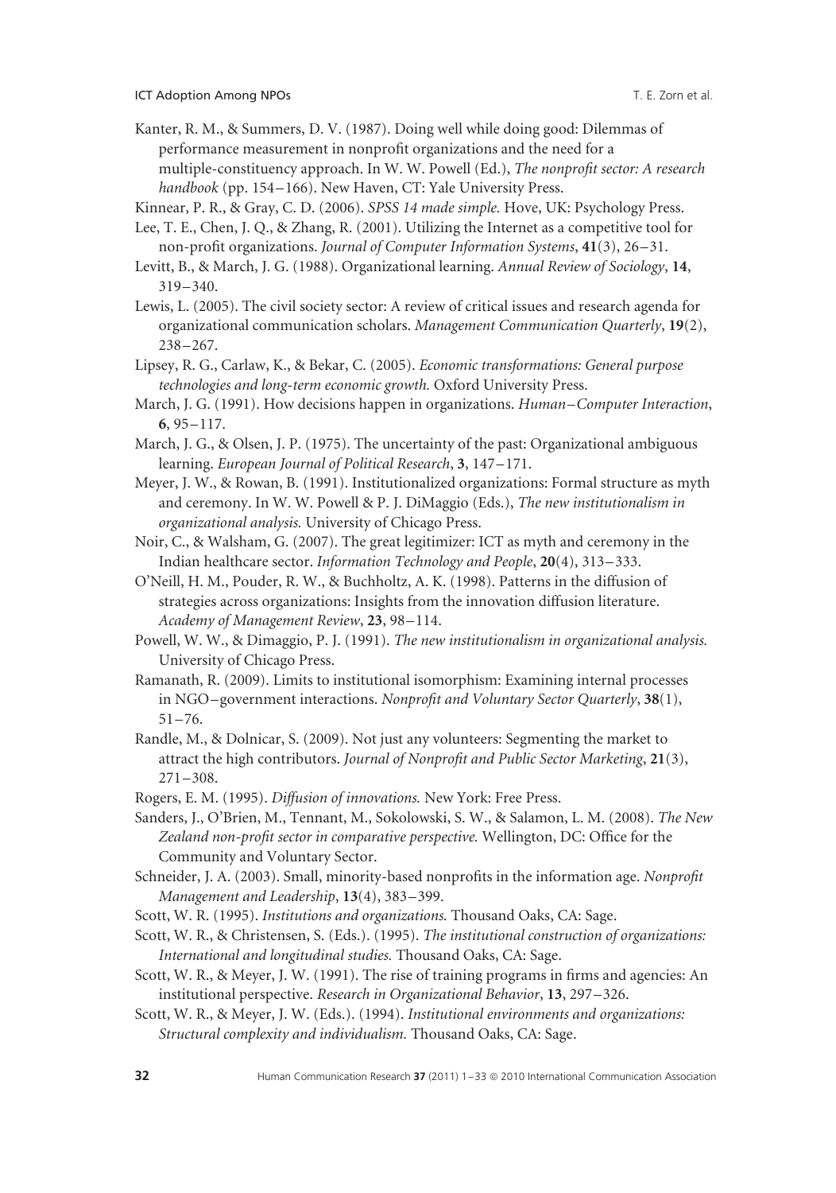Kanter, R. M., & Summers, D. V. (1987). Doing well while doing good: Dilemmas of performance measurement in nonprofit organizations and the need for a multiple-constituency approach. In W. W. Powell (Ed.), *The nonprofit sector: A research handbook* (pp. 154–166). New Haven, CT: Yale University Press.

Kinnear, P. R., & Gray, C. D. (2006). *SPSS 14 made simple.* Hove, UK: Psychology Press.

Lee, T. E., Chen, J. Q., & Zhang, R. (2001). Utilizing the Internet as a competitive tool for non-profit organizations. *Journal of Computer Information Systems*, **41**(3), 26–31.

Levitt, B., & March, J. G. (1988). Organizational learning. *Annual Review of Sociology*, **14**, 319–340.

Lewis, L. (2005). The civil society sector: A review of critical issues and research agenda for organizational communication scholars. *Management Communication Quarterly*, **19**(2), 238–267.

Lipsey, R. G., Carlaw, K., & Bekar, C. (2005). *Economic transformations: General purpose technologies and long-term economic growth.* Oxford University Press.

March, J. G. (1991). How decisions happen in organizations. *Human–Computer Interaction*, **6**, 95–117.

March, J. G., & Olsen, J. P. (1975). The uncertainty of the past: Organizational ambiguous learning. *European Journal of Political Research*, **3**, 147–171.

Meyer, J. W., & Rowan, B. (1991). Institutionalized organizations: Formal structure as myth and ceremony. In W. W. Powell & P. J. DiMaggio (Eds.), *The new institutionalism in organizational analysis.* University of Chicago Press.

Noir, C., & Walsham, G. (2007). The great legitimizer: ICT as myth and ceremony in the Indian healthcare sector. *Information Technology and People*, **20**(4), 313–333.

O'Neill, H. M., Pouder, R. W., & Buchholtz, A. K. (1998). Patterns in the diffusion of strategies across organizations: Insights from the innovation diffusion literature. *Academy of Management Review*, **23**, 98–114.

Powell, W. W., & Dimaggio, P. J. (1991). *The new institutionalism in organizational analysis.* University of Chicago Press.

Ramanath, R. (2009). Limits to institutional isomorphism: Examining internal processes in NGO–government interactions. *Nonprofit and Voluntary Sector Quarterly*, **38**(1), 51–76.

Randle, M., & Dolnicar, S. (2009). Not just any volunteers: Segmenting the market to attract the high contributors. *Journal of Nonprofit and Public Sector Marketing*, **21**(3), 271–308.

Rogers, E. M. (1995). *Diffusion of innovations.* New York: Free Press.

Sanders, J., O'Brien, M., Tennant, M., Sokolowski, S. W., & Salamon, L. M. (2008). *The New Zealand non-profit sector in comparative perspective.* Wellington, DC: Office for the Community and Voluntary Sector.

Schneider, J. A. (2003). Small, minority-based nonprofits in the information age. *Nonprofit Management and Leadership*, **13**(4), 383–399.

Scott, W. R. (1995). *Institutions and organizations.* Thousand Oaks, CA: Sage.

Scott, W. R., & Christensen, S. (Eds.). (1995). *The institutional construction of organizations: International and longitudinal studies.* Thousand Oaks, CA: Sage.

Scott, W. R., & Meyer, J. W. (1991). The rise of training programs in firms and agencies: An institutional perspective. *Research in Organizational Behavior*, **13**, 297–326.

Scott, W. R., & Meyer, J. W. (Eds.). (1994). *Institutional environments and organizations: Structural complexity and individualism.* Thousand Oaks, CA: Sage.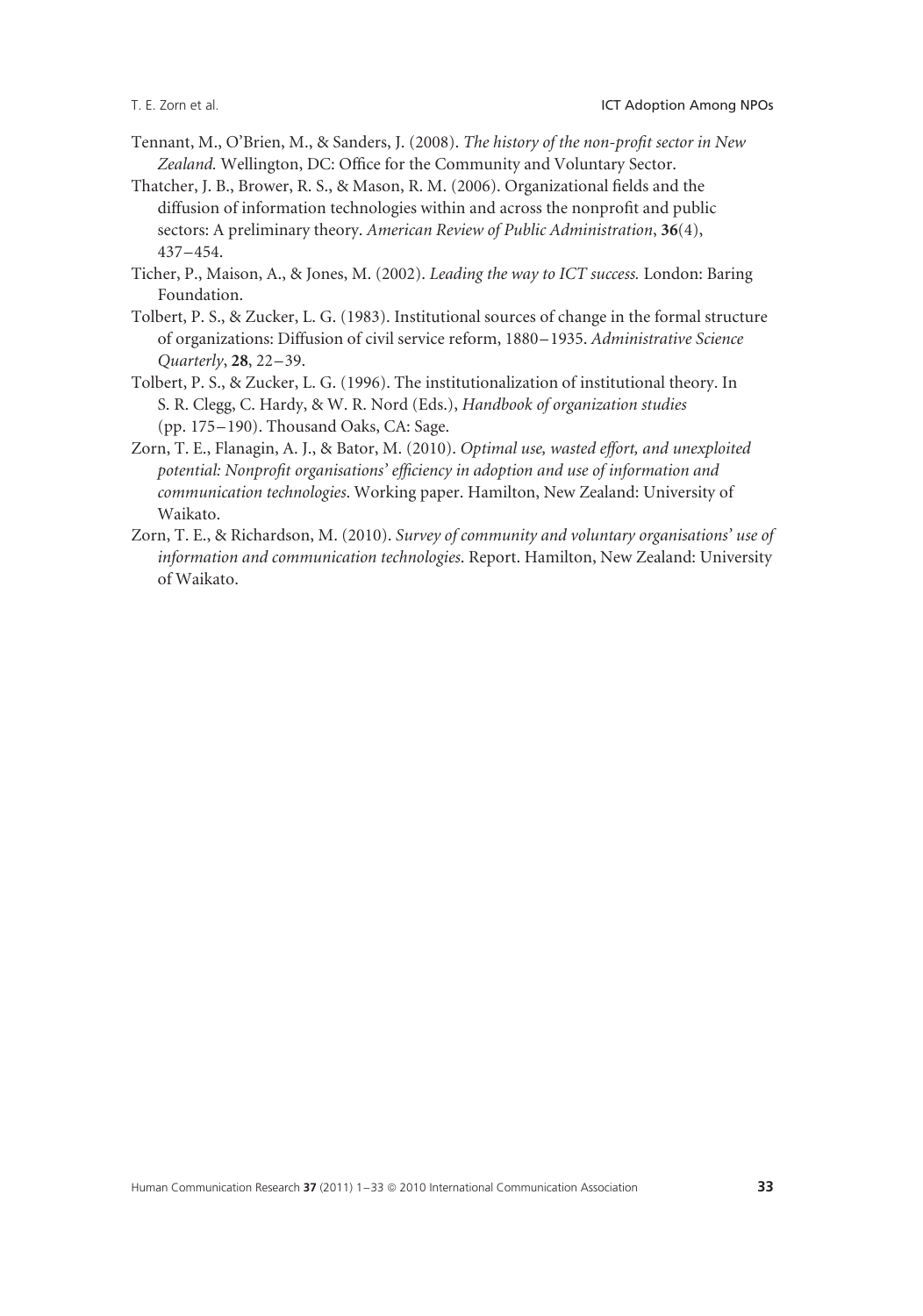Tennant, M., O'Brien, M., & Sanders, J. (2008). *The history of the non-profit sector in New Zealand.* Wellington, DC: Office for the Community and Voluntary Sector.

Thatcher, J. B., Brower, R. S., & Mason, R. M. (2006). Organizational fields and the diffusion of information technologies within and across the nonprofit and public sectors: A preliminary theory. *American Review of Public Administration*, **36**(4), 437–454.

Ticher, P., Maison, A., & Jones, M. (2002). *Leading the way to ICT success.* London: Baring Foundation.

Tolbert, P. S., & Zucker, L. G. (1983). Institutional sources of change in the formal structure of organizations: Diffusion of civil service reform, 1880–1935. *Administrative Science Quarterly*, **28**, 22–39.

Tolbert, P. S., & Zucker, L. G. (1996). The institutionalization of institutional theory. In S. R. Clegg, C. Hardy, & W. R. Nord (Eds.), *Handbook of organization studies* (pp. 175–190). Thousand Oaks, CA: Sage.

Zorn, T. E., Flanagin, A. J., & Bator, M. (2010). *Optimal use, wasted effort, and unexploited potential: Nonprofit organisations' efficiency in adoption and use of information and communication technologies*. Working paper. Hamilton, New Zealand: University of Waikato.

Zorn, T. E., & Richardson, M. (2010). *Survey of community and voluntary organisations' use of information and communication technologies*. Report. Hamilton, New Zealand: University of Waikato.